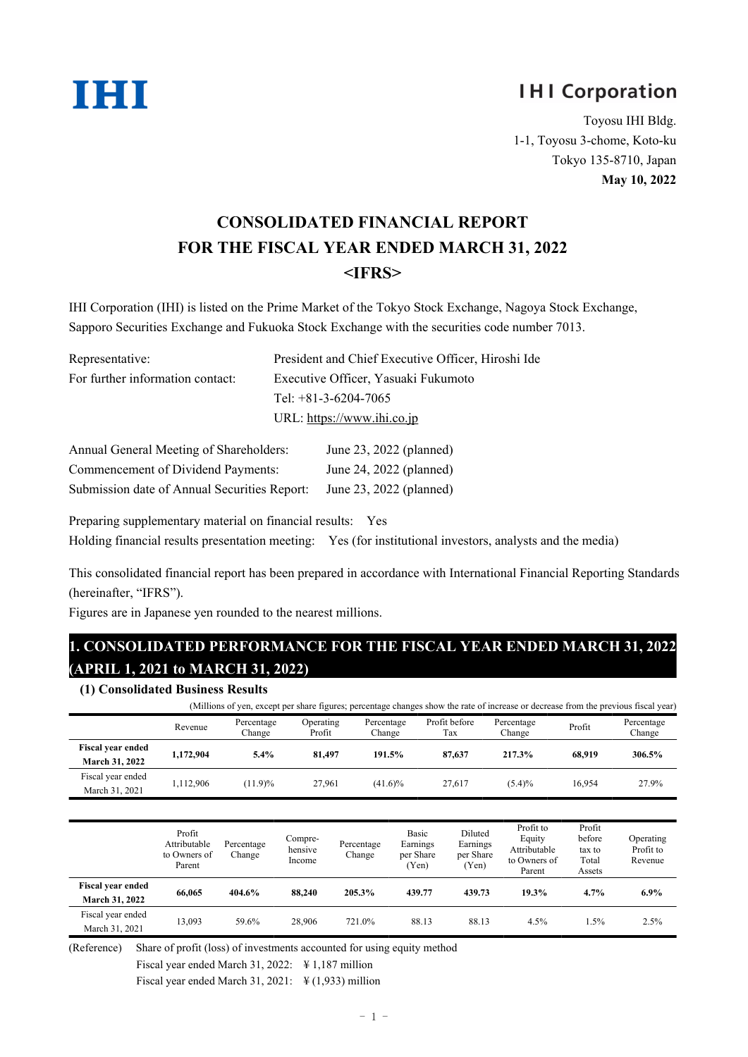IHI

# IHI Corporation

Toyosu IHI Bldg.
1-1, Toyosu 3-chome, Koto-ku
Tokyo 135-8710, Japan
**May 10, 2022**

# CONSOLIDATED FINANCIAL REPORT FOR THE FISCAL YEAR ENDED MARCH 31, 2022 <IFRS>

IHI Corporation (IHI) is listed on the Prime Market of the Tokyo Stock Exchange, Nagoya Stock Exchange, Sapporo Securities Exchange and Fukuoka Stock Exchange with the securities code number 7013.

| | |
|---|---|
| Representative: | President and Chief Executive Officer, Hiroshi Ide |
| For further information contact: | Executive Officer, Yasuaki Fukumoto |
| | Tel: +81-3-6204-7065 |
| | URL: https://www.ihi.co.jp |

| | |
|---|---|
| Annual General Meeting of Shareholders: | June 23, 2022 (planned) |
| Commencement of Dividend Payments: | June 24, 2022 (planned) |
| Submission date of Annual Securities Report: | June 23, 2022 (planned) |

Preparing supplementary material on financial results: Yes
Holding financial results presentation meeting: Yes (for institutional investors, analysts and the media)

This consolidated financial report has been prepared in accordance with International Financial Reporting Standards (hereinafter, "IFRS").
Figures are in Japanese yen rounded to the nearest millions.

## 1. CONSOLIDATED PERFORMANCE FOR THE FISCAL YEAR ENDED MARCH 31, 2022 (APRIL 1, 2021 to MARCH 31, 2022)

### (1) Consolidated Business Results

(Millions of yen, except per share figures; percentage changes show the rate of increase or decrease from the previous fiscal year)

| | Revenue | Percentage Change | Operating Profit | Percentage Change | Profit before Tax | Percentage Change | Profit | Percentage Change |
|---|---|---|---|---|---|---|---|---|
| **Fiscal year ended March 31, 2022** | **1,172,904** | **5.4%** | **81,497** | **191.5%** | **87,637** | **217.3%** | **68,919** | **306.5%** |
| Fiscal year ended March 31, 2021 | 1,112,906 | (11.9)% | 27,961 | (41.6)% | 27,617 | (5.4)% | 16,954 | 27.9% |

| | Profit Attributable to Owners of Parent | Percentage Change | Compre-hensive Income | Percentage Change | Basic Earnings per Share (Yen) | Diluted Earnings per Share (Yen) | Profit to Equity Attributable to Owners of Parent | Profit before tax to Total Assets | Operating Profit to Revenue |
|---|---|---|---|---|---|---|---|---|---|
| **Fiscal year ended March 31, 2022** | **66,065** | **404.6%** | **88,240** | **205.3%** | **439.77** | **439.73** | **19.3%** | **4.7%** | **6.9%** |
| Fiscal year ended March 31, 2021 | 13,093 | 59.6% | 28,906 | 721.0% | 88.13 | 88.13 | 4.5% | 1.5% | 2.5% |

(Reference) Share of profit (loss) of investments accounted for using equity method
Fiscal year ended March 31, 2022: ¥1,187 million
Fiscal year ended March 31, 2021: ¥(1,933) million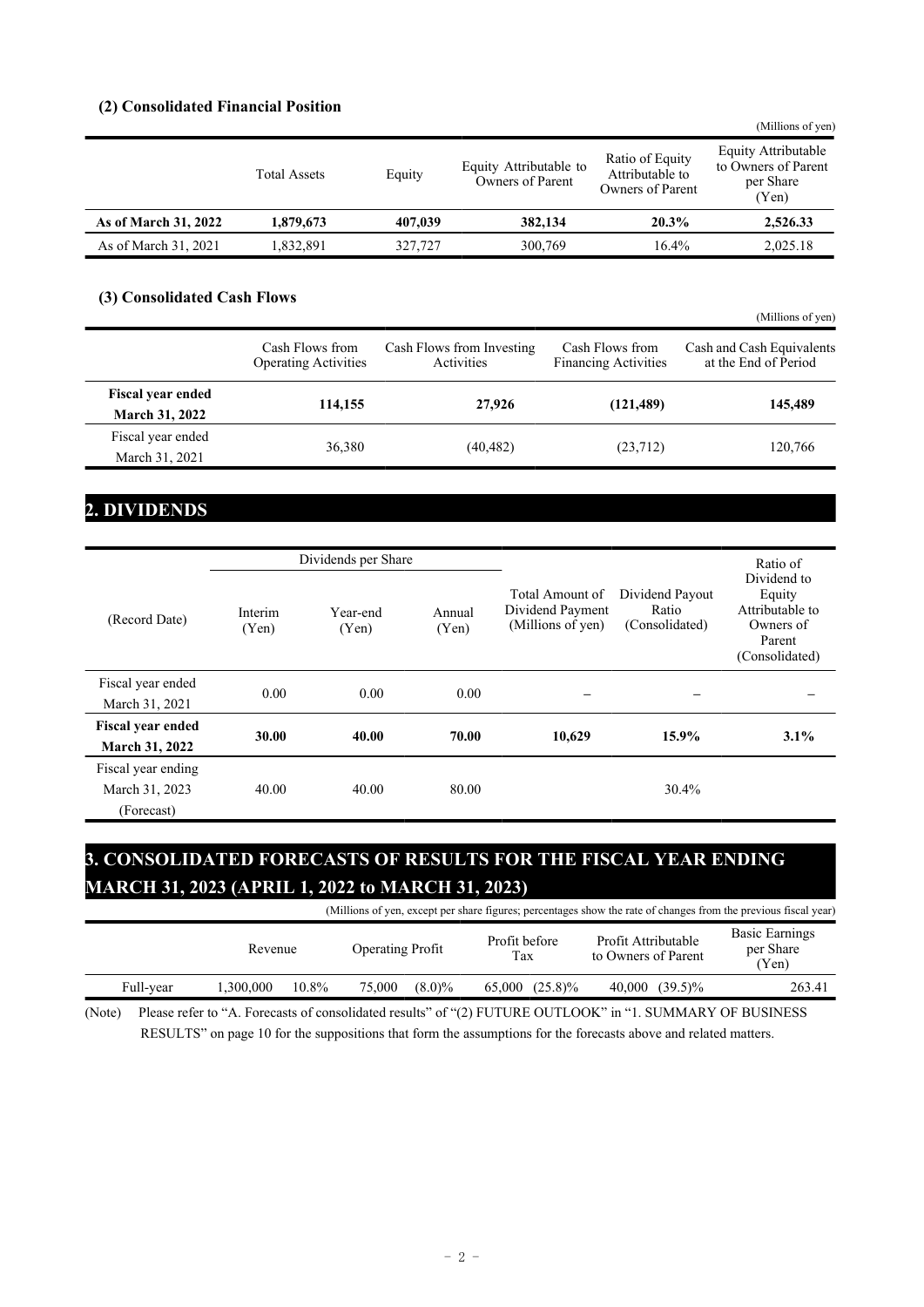### (2) Consolidated Financial Position

(Millions of yen)

| | Total Assets | Equity | Equity Attributable to Owners of Parent | Ratio of Equity Attributable to Owners of Parent | Equity Attributable to Owners of Parent per Share (Yen) |
|---|---|---|---|---|---|
| **As of March 31, 2022** | **1,879,673** | **407,039** | **382,134** | **20.3%** | **2,526.33** |
| As of March 31, 2021 | 1,832,891 | 327,727 | 300,769 | 16.4% | 2,025.18 |

### (3) Consolidated Cash Flows

(Millions of yen)

| | Cash Flows from Operating Activities | Cash Flows from Investing Activities | Cash Flows from Financing Activities | Cash and Cash Equivalents at the End of Period |
|---|---|---|---|---|
| **Fiscal year ended March 31, 2022** | **114,155** | **27,926** | **(121,489)** | **145,489** |
| Fiscal year ended March 31, 2021 | 36,380 | (40,482) | (23,712) | 120,766 |

## 2. DIVIDENDS

| (Record Date) | Dividends per Share | | | Total Amount of Dividend Payment (Millions of yen) | Dividend Payout Ratio (Consolidated) | Ratio of Dividend to Equity Attributable to Owners of Parent (Consolidated) |
|---|---|---|---|---|---|---|
| | Interim (Yen) | Year-end (Yen) | Annual (Yen) | | | |
| Fiscal year ended March 31, 2021 | 0.00 | 0.00 | 0.00 | – | – | – |
| **Fiscal year ended March 31, 2022** | **30.00** | **40.00** | **70.00** | **10,629** | **15.9%** | **3.1%** |
| Fiscal year ending March 31, 2023 (Forecast) | 40.00 | 40.00 | 80.00 | | 30.4% | |

## 3. CONSOLIDATED FORECASTS OF RESULTS FOR THE FISCAL YEAR ENDING MARCH 31, 2023 (APRIL 1, 2022 to MARCH 31, 2023)

(Millions of yen, except per share figures; percentages show the rate of changes from the previous fiscal year)

| | Revenue | | Operating Profit | | Profit before Tax | | Profit Attributable to Owners of Parent | | Basic Earnings per Share (Yen) |
|---|---|---|---|---|---|---|---|---|---|
| Full-year | 1,300,000 | 10.8% | 75,000 | (8.0)% | 65,000 | (25.8)% | 40,000 | (39.5)% | 263.41 |

(Note) Please refer to "A. Forecasts of consolidated results" of "(2) FUTURE OUTLOOK" in "1. SUMMARY OF BUSINESS RESULTS" on page 10 for the suppositions that form the assumptions for the forecasts above and related matters.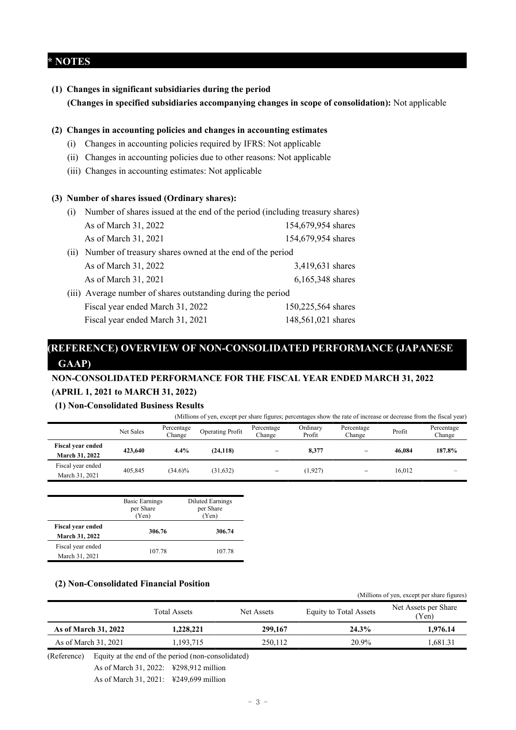# * NOTES

**(1) Changes in significant subsidiaries during the period**
**(Changes in specified subsidiaries accompanying changes in scope of consolidation):** Not applicable

**(2) Changes in accounting policies and changes in accounting estimates**

(i) Changes in accounting policies required by IFRS: Not applicable
(ii) Changes in accounting policies due to other reasons: Not applicable
(iii) Changes in accounting estimates: Not applicable

**(3) Number of shares issued (Ordinary shares):**

(i) Number of shares issued at the end of the period (including treasury shares)

| | |
|---|---|
| As of March 31, 2022 | 154,679,954 shares |
| As of March 31, 2021 | 154,679,954 shares |

(ii) Number of treasury shares owned at the end of the period

| | |
|---|---|
| As of March 31, 2022 | 3,419,631 shares |
| As of March 31, 2021 | 6,165,348 shares |

(iii) Average number of shares outstanding during the period

| | |
|---|---|
| Fiscal year ended March 31, 2022 | 150,225,564 shares |
| Fiscal year ended March 31, 2021 | 148,561,021 shares |

# (REFERENCE) OVERVIEW OF NON-CONSOLIDATED PERFORMANCE (JAPANESE GAAP)

## NON-CONSOLIDATED PERFORMANCE FOR THE FISCAL YEAR ENDED MARCH 31, 2022 (APRIL 1, 2021 to MARCH 31, 2022)

### (1) Non-Consolidated Business Results

(Millions of yen, except per share figures; percentages show the rate of increase or decrease from the fiscal year)

| | Net Sales | Percentage Change | Operating Profit | Percentage Change | Ordinary Profit | Percentage Change | Profit | Percentage Change |
|---|---|---|---|---|---|---|---|---|
| **Fiscal year ended March 31, 2022** | **423,640** | **4.4%** | **(24,118)** | **–** | **8,377** | **–** | **46,084** | **187.8%** |
| Fiscal year ended March 31, 2021 | 405,845 | (34.6)% | (31,632) | – | (1,927) | – | 16,012 | – |

| | Basic Earnings per Share (Yen) | Diluted Earnings per Share (Yen) |
|---|---|---|
| **Fiscal year ended March 31, 2022** | **306.76** | **306.74** |
| Fiscal year ended March 31, 2021 | 107.78 | 107.78 |

### (2) Non-Consolidated Financial Position

(Millions of yen, except per share figures)

| | Total Assets | Net Assets | Equity to Total Assets | Net Assets per Share (Yen) |
|---|---|---|---|---|
| **As of March 31, 2022** | **1,228,221** | **299,167** | **24.3%** | **1,976.14** |
| As of March 31, 2021 | 1,193,715 | 250,112 | 20.9% | 1,681.31 |

(Reference) Equity at the end of the period (non-consolidated)
As of March 31, 2022: ¥298,912 million
As of March 31, 2021: ¥249,699 million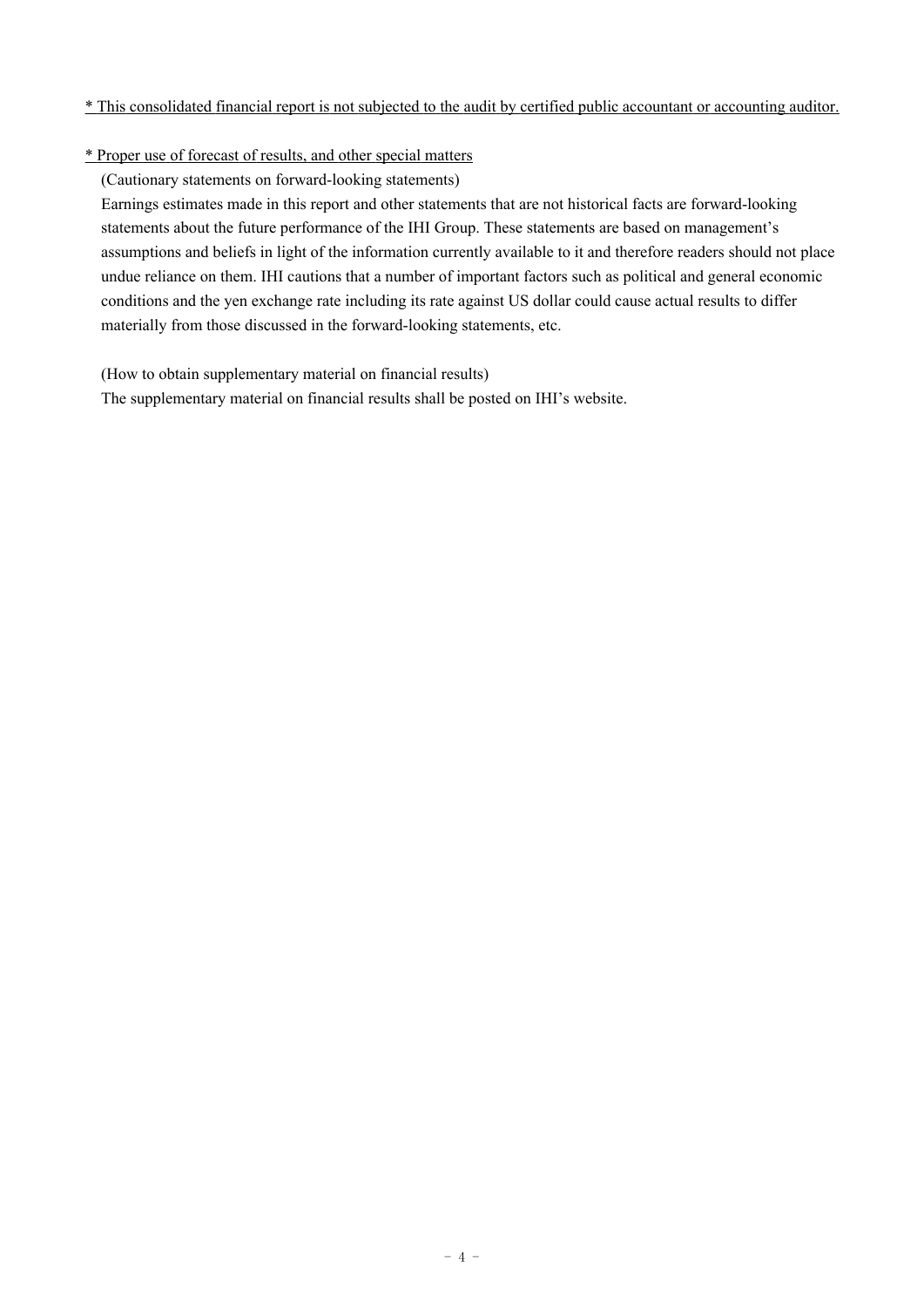<u>* This consolidated financial report is not subjected to the audit by certified public accountant or accounting auditor.</u>

<u>* Proper use of forecast of results, and other special matters</u>

(Cautionary statements on forward-looking statements)

Earnings estimates made in this report and other statements that are not historical facts are forward-looking statements about the future performance of the IHI Group. These statements are based on management's assumptions and beliefs in light of the information currently available to it and therefore readers should not place undue reliance on them. IHI cautions that a number of important factors such as political and general economic conditions and the yen exchange rate including its rate against US dollar could cause actual results to differ materially from those discussed in the forward-looking statements, etc.

(How to obtain supplementary material on financial results)

The supplementary material on financial results shall be posted on IHI's website.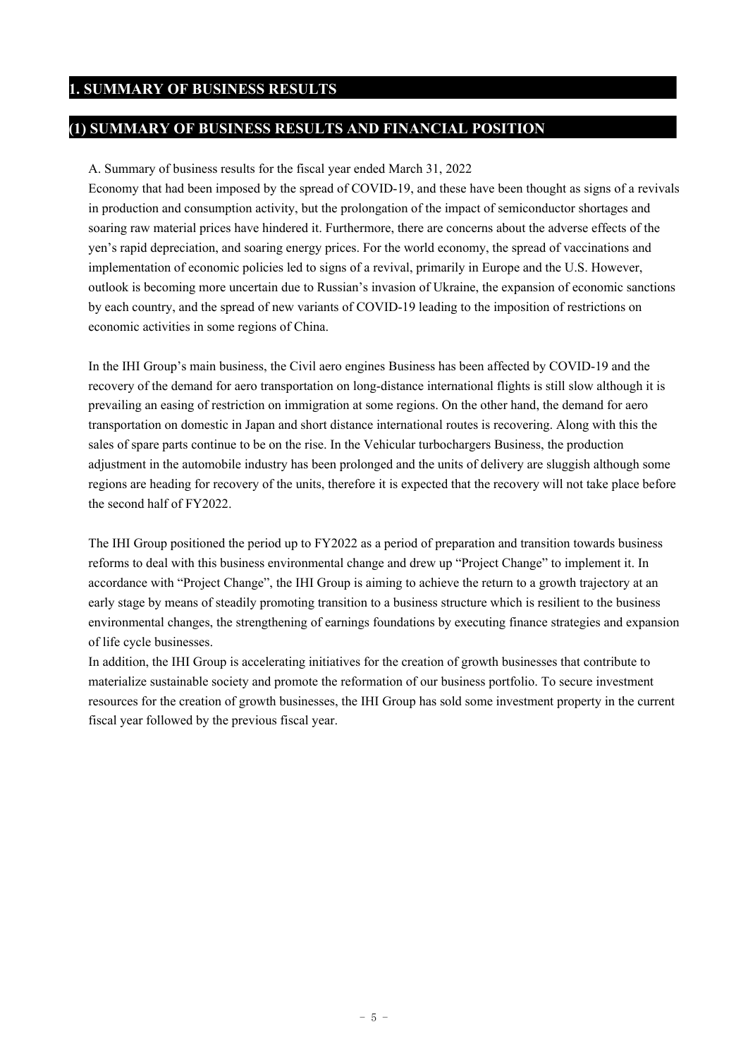# 1. SUMMARY OF BUSINESS RESULTS

## (1) SUMMARY OF BUSINESS RESULTS AND FINANCIAL POSITION

A. Summary of business results for the fiscal year ended March 31, 2022

Economy that had been imposed by the spread of COVID-19, and these have been thought as signs of a revivals in production and consumption activity, but the prolongation of the impact of semiconductor shortages and soaring raw material prices have hindered it. Furthermore, there are concerns about the adverse effects of the yen's rapid depreciation, and soaring energy prices. For the world economy, the spread of vaccinations and implementation of economic policies led to signs of a revival, primarily in Europe and the U.S. However, outlook is becoming more uncertain due to Russian's invasion of Ukraine, the expansion of economic sanctions by each country, and the spread of new variants of COVID-19 leading to the imposition of restrictions on economic activities in some regions of China.

In the IHI Group's main business, the Civil aero engines Business has been affected by COVID-19 and the recovery of the demand for aero transportation on long-distance international flights is still slow although it is prevailing an easing of restriction on immigration at some regions. On the other hand, the demand for aero transportation on domestic in Japan and short distance international routes is recovering. Along with this the sales of spare parts continue to be on the rise. In the Vehicular turbochargers Business, the production adjustment in the automobile industry has been prolonged and the units of delivery are sluggish although some regions are heading for recovery of the units, therefore it is expected that the recovery will not take place before the second half of FY2022.

The IHI Group positioned the period up to FY2022 as a period of preparation and transition towards business reforms to deal with this business environmental change and drew up "Project Change" to implement it. In accordance with "Project Change", the IHI Group is aiming to achieve the return to a growth trajectory at an early stage by means of steadily promoting transition to a business structure which is resilient to the business environmental changes, the strengthening of earnings foundations by executing finance strategies and expansion of life cycle businesses.

In addition, the IHI Group is accelerating initiatives for the creation of growth businesses that contribute to materialize sustainable society and promote the reformation of our business portfolio. To secure investment resources for the creation of growth businesses, the IHI Group has sold some investment property in the current fiscal year followed by the previous fiscal year.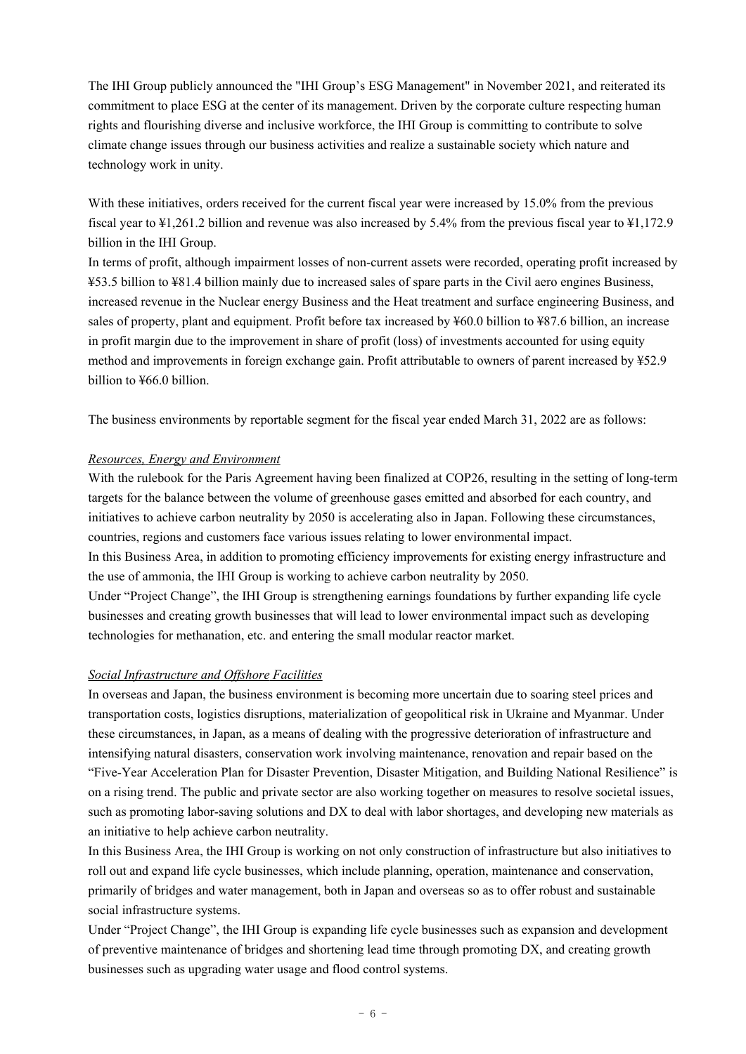The IHI Group publicly announced the "IHI Group's ESG Management" in November 2021, and reiterated its commitment to place ESG at the center of its management. Driven by the corporate culture respecting human rights and flourishing diverse and inclusive workforce, the IHI Group is committing to contribute to solve climate change issues through our business activities and realize a sustainable society which nature and technology work in unity.

With these initiatives, orders received for the current fiscal year were increased by 15.0% from the previous fiscal year to ¥1,261.2 billion and revenue was also increased by 5.4% from the previous fiscal year to ¥1,172.9 billion in the IHI Group.

In terms of profit, although impairment losses of non-current assets were recorded, operating profit increased by ¥53.5 billion to ¥81.4 billion mainly due to increased sales of spare parts in the Civil aero engines Business, increased revenue in the Nuclear energy Business and the Heat treatment and surface engineering Business, and sales of property, plant and equipment. Profit before tax increased by ¥60.0 billion to ¥87.6 billion, an increase in profit margin due to the improvement in share of profit (loss) of investments accounted for using equity method and improvements in foreign exchange gain. Profit attributable to owners of parent increased by ¥52.9 billion to ¥66.0 billion.

The business environments by reportable segment for the fiscal year ended March 31, 2022 are as follows:

*Resources, Energy and Environment*

With the rulebook for the Paris Agreement having been finalized at COP26, resulting in the setting of long-term targets for the balance between the volume of greenhouse gases emitted and absorbed for each country, and initiatives to achieve carbon neutrality by 2050 is accelerating also in Japan. Following these circumstances, countries, regions and customers face various issues relating to lower environmental impact.

In this Business Area, in addition to promoting efficiency improvements for existing energy infrastructure and the use of ammonia, the IHI Group is working to achieve carbon neutrality by 2050.

Under "Project Change", the IHI Group is strengthening earnings foundations by further expanding life cycle businesses and creating growth businesses that will lead to lower environmental impact such as developing technologies for methanation, etc. and entering the small modular reactor market.

*Social Infrastructure and Offshore Facilities*

In overseas and Japan, the business environment is becoming more uncertain due to soaring steel prices and transportation costs, logistics disruptions, materialization of geopolitical risk in Ukraine and Myanmar. Under these circumstances, in Japan, as a means of dealing with the progressive deterioration of infrastructure and intensifying natural disasters, conservation work involving maintenance, renovation and repair based on the "Five-Year Acceleration Plan for Disaster Prevention, Disaster Mitigation, and Building National Resilience" is on a rising trend. The public and private sector are also working together on measures to resolve societal issues, such as promoting labor-saving solutions and DX to deal with labor shortages, and developing new materials as an initiative to help achieve carbon neutrality.

In this Business Area, the IHI Group is working on not only construction of infrastructure but also initiatives to roll out and expand life cycle businesses, which include planning, operation, maintenance and conservation, primarily of bridges and water management, both in Japan and overseas so as to offer robust and sustainable social infrastructure systems.

Under "Project Change", the IHI Group is expanding life cycle businesses such as expansion and development of preventive maintenance of bridges and shortening lead time through promoting DX, and creating growth businesses such as upgrading water usage and flood control systems.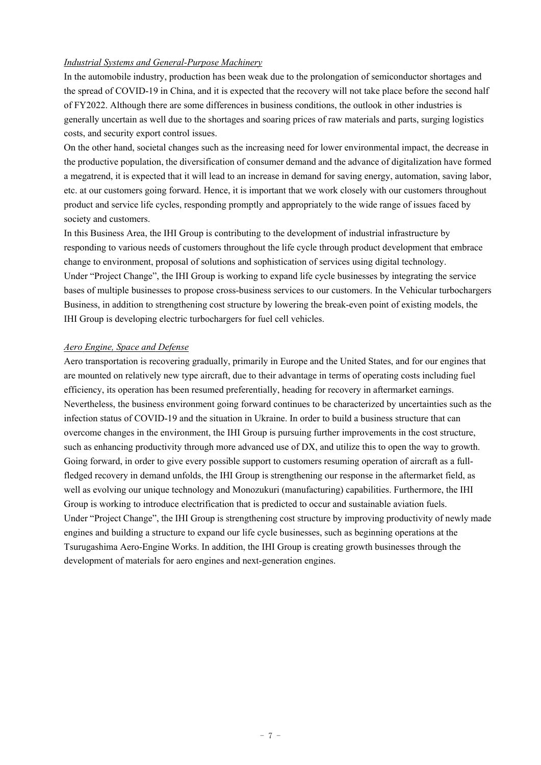*Industrial Systems and General-Purpose Machinery*

In the automobile industry, production has been weak due to the prolongation of semiconductor shortages and the spread of COVID-19 in China, and it is expected that the recovery will not take place before the second half of FY2022. Although there are some differences in business conditions, the outlook in other industries is generally uncertain as well due to the shortages and soaring prices of raw materials and parts, surging logistics costs, and security export control issues.

On the other hand, societal changes such as the increasing need for lower environmental impact, the decrease in the productive population, the diversification of consumer demand and the advance of digitalization have formed a megatrend, it is expected that it will lead to an increase in demand for saving energy, automation, saving labor, etc. at our customers going forward. Hence, it is important that we work closely with our customers throughout product and service life cycles, responding promptly and appropriately to the wide range of issues faced by society and customers.

In this Business Area, the IHI Group is contributing to the development of industrial infrastructure by responding to various needs of customers throughout the life cycle through product development that embrace change to environment, proposal of solutions and sophistication of services using digital technology.

Under "Project Change", the IHI Group is working to expand life cycle businesses by integrating the service bases of multiple businesses to propose cross-business services to our customers. In the Vehicular turbochargers Business, in addition to strengthening cost structure by lowering the break-even point of existing models, the IHI Group is developing electric turbochargers for fuel cell vehicles.

*Aero Engine, Space and Defense*

Aero transportation is recovering gradually, primarily in Europe and the United States, and for our engines that are mounted on relatively new type aircraft, due to their advantage in terms of operating costs including fuel efficiency, its operation has been resumed preferentially, heading for recovery in aftermarket earnings. Nevertheless, the business environment going forward continues to be characterized by uncertainties such as the infection status of COVID-19 and the situation in Ukraine. In order to build a business structure that can overcome changes in the environment, the IHI Group is pursuing further improvements in the cost structure, such as enhancing productivity through more advanced use of DX, and utilize this to open the way to growth. Going forward, in order to give every possible support to customers resuming operation of aircraft as a full-fledged recovery in demand unfolds, the IHI Group is strengthening our response in the aftermarket field, as well as evolving our unique technology and Monozukuri (manufacturing) capabilities. Furthermore, the IHI Group is working to introduce electrification that is predicted to occur and sustainable aviation fuels.

Under "Project Change", the IHI Group is strengthening cost structure by improving productivity of newly made engines and building a structure to expand our life cycle businesses, such as beginning operations at the Tsurugashima Aero-Engine Works. In addition, the IHI Group is creating growth businesses through the development of materials for aero engines and next-generation engines.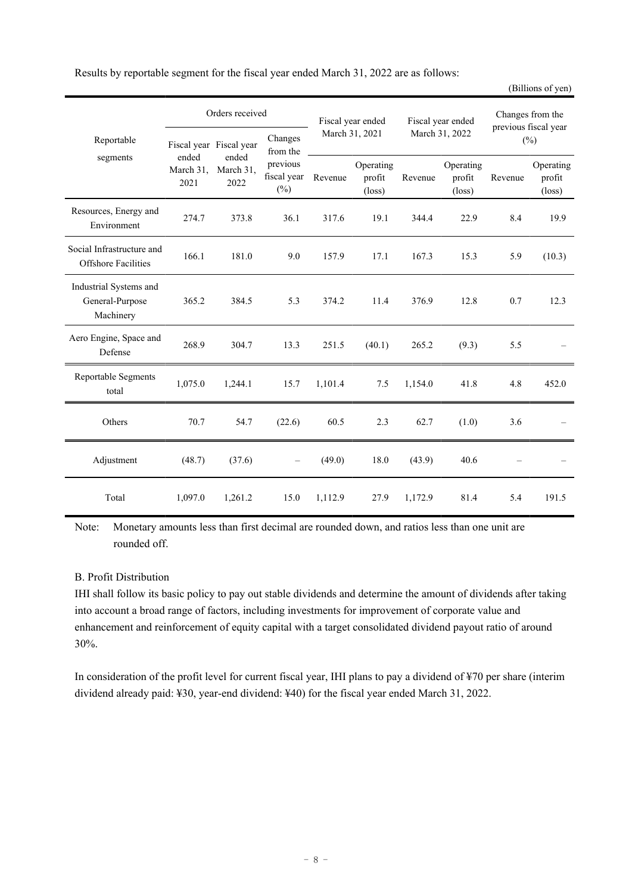Results by reportable segment for the fiscal year ended March 31, 2022 are as follows:

(Billions of yen)

| Reportable segments | Orders received | | | Fiscal year ended March 31, 2021 | | Fiscal year ended March 31, 2022 | | Changes from the previous fiscal year (%) | |
|---|---|---|---|---|---|---|---|---|---|
| | Fiscal year ended March 31, 2021 | Fiscal year ended March 31, 2022 | Changes from the previous fiscal year (%) | Revenue | Operating profit (loss) | Revenue | Operating profit (loss) | Revenue | Operating profit (loss) |
| Resources, Energy and Environment | 274.7 | 373.8 | 36.1 | 317.6 | 19.1 | 344.4 | 22.9 | 8.4 | 19.9 |
| Social Infrastructure and Offshore Facilities | 166.1 | 181.0 | 9.0 | 157.9 | 17.1 | 167.3 | 15.3 | 5.9 | (10.3) |
| Industrial Systems and General-Purpose Machinery | 365.2 | 384.5 | 5.3 | 374.2 | 11.4 | 376.9 | 12.8 | 0.7 | 12.3 |
| Aero Engine, Space and Defense | 268.9 | 304.7 | 13.3 | 251.5 | (40.1) | 265.2 | (9.3) | 5.5 | – |
| Reportable Segments total | 1,075.0 | 1,244.1 | 15.7 | 1,101.4 | 7.5 | 1,154.0 | 41.8 | 4.8 | 452.0 |
| Others | 70.7 | 54.7 | (22.6) | 60.5 | 2.3 | 62.7 | (1.0) | 3.6 | – |
| Adjustment | (48.7) | (37.6) | – | (49.0) | 18.0 | (43.9) | 40.6 | – | – |
| Total | 1,097.0 | 1,261.2 | 15.0 | 1,112.9 | 27.9 | 1,172.9 | 81.4 | 5.4 | 191.5 |

Note: Monetary amounts less than first decimal are rounded down, and ratios less than one unit are rounded off.

B. Profit Distribution

IHI shall follow its basic policy to pay out stable dividends and determine the amount of dividends after taking into account a broad range of factors, including investments for improvement of corporate value and enhancement and reinforcement of equity capital with a target consolidated dividend payout ratio of around 30%.

In consideration of the profit level for current fiscal year, IHI plans to pay a dividend of ¥70 per share (interim dividend already paid: ¥30, year-end dividend: ¥40) for the fiscal year ended March 31, 2022.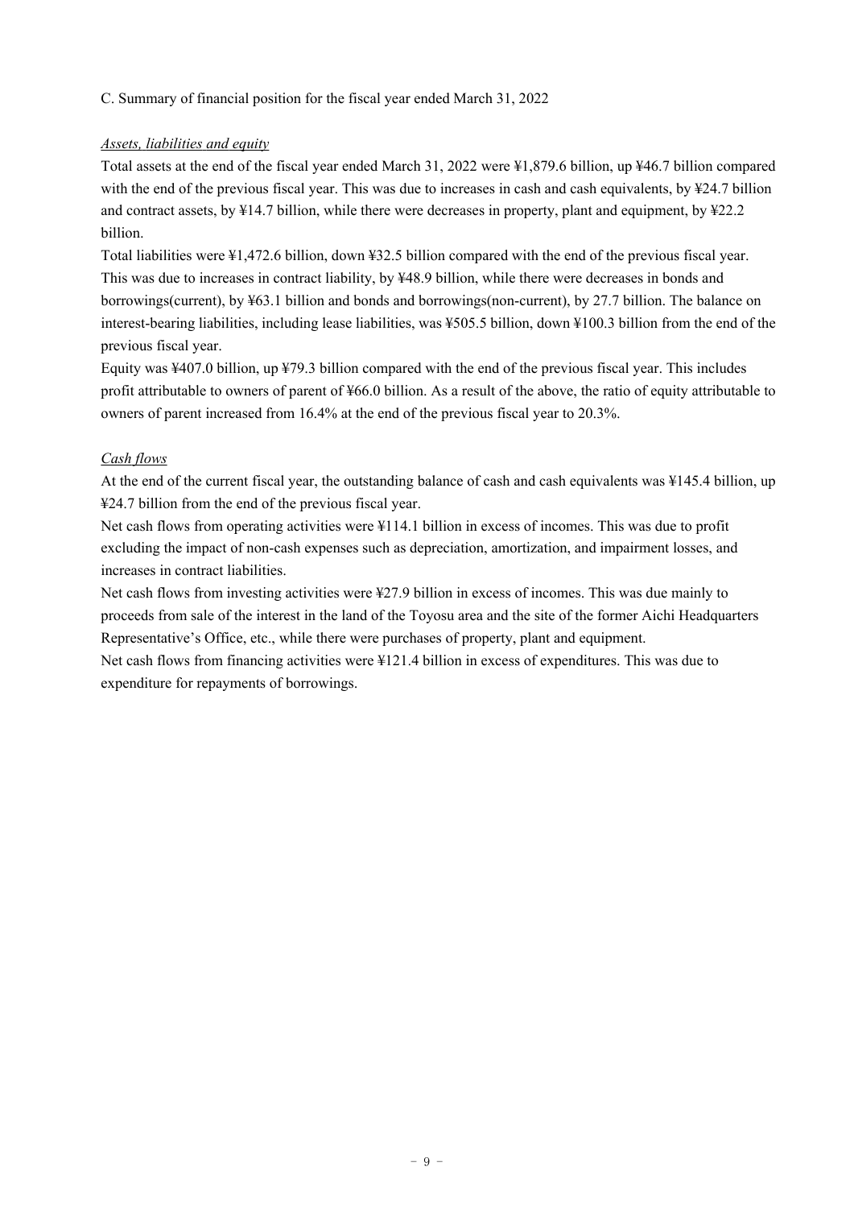C. Summary of financial position for the fiscal year ended March 31, 2022

*Assets, liabilities and equity*

Total assets at the end of the fiscal year ended March 31, 2022 were ¥1,879.6 billion, up ¥46.7 billion compared with the end of the previous fiscal year. This was due to increases in cash and cash equivalents, by ¥24.7 billion and contract assets, by ¥14.7 billion, while there were decreases in property, plant and equipment, by ¥22.2 billion.

Total liabilities were ¥1,472.6 billion, down ¥32.5 billion compared with the end of the previous fiscal year. This was due to increases in contract liability, by ¥48.9 billion, while there were decreases in bonds and borrowings(current), by ¥63.1 billion and bonds and borrowings(non-current), by 27.7 billion. The balance on interest-bearing liabilities, including lease liabilities, was ¥505.5 billion, down ¥100.3 billion from the end of the previous fiscal year.

Equity was ¥407.0 billion, up ¥79.3 billion compared with the end of the previous fiscal year. This includes profit attributable to owners of parent of ¥66.0 billion. As a result of the above, the ratio of equity attributable to owners of parent increased from 16.4% at the end of the previous fiscal year to 20.3%.

*Cash flows*

At the end of the current fiscal year, the outstanding balance of cash and cash equivalents was ¥145.4 billion, up ¥24.7 billion from the end of the previous fiscal year.

Net cash flows from operating activities were ¥114.1 billion in excess of incomes. This was due to profit excluding the impact of non-cash expenses such as depreciation, amortization, and impairment losses, and increases in contract liabilities.

Net cash flows from investing activities were ¥27.9 billion in excess of incomes. This was due mainly to proceeds from sale of the interest in the land of the Toyosu area and the site of the former Aichi Headquarters Representative's Office, etc., while there were purchases of property, plant and equipment.

Net cash flows from financing activities were ¥121.4 billion in excess of expenditures. This was due to expenditure for repayments of borrowings.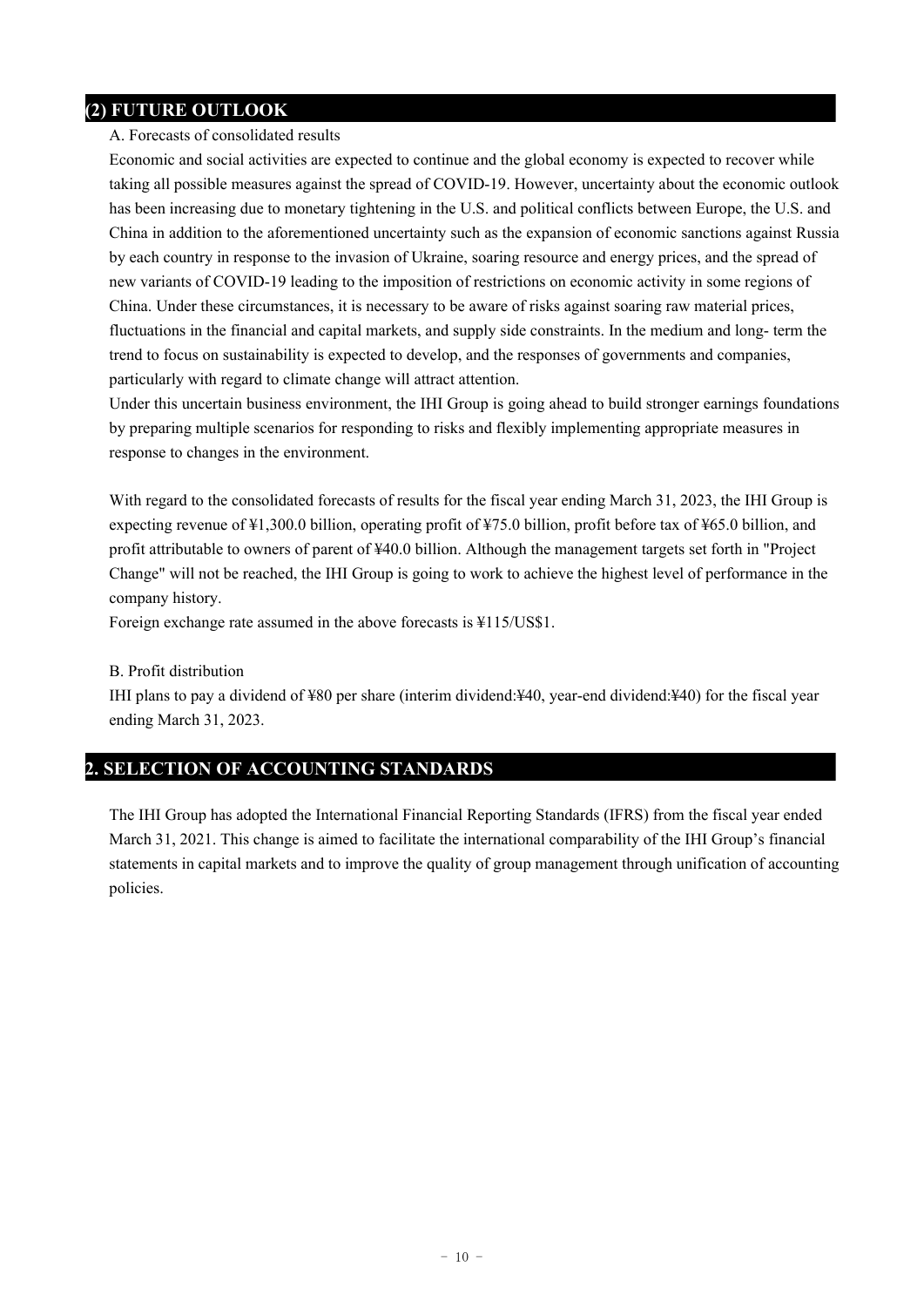## (2) FUTURE OUTLOOK

A. Forecasts of consolidated results

Economic and social activities are expected to continue and the global economy is expected to recover while taking all possible measures against the spread of COVID-19. However, uncertainty about the economic outlook has been increasing due to monetary tightening in the U.S. and political conflicts between Europe, the U.S. and China in addition to the aforementioned uncertainty such as the expansion of economic sanctions against Russia by each country in response to the invasion of Ukraine, soaring resource and energy prices, and the spread of new variants of COVID-19 leading to the imposition of restrictions on economic activity in some regions of China. Under these circumstances, it is necessary to be aware of risks against soaring raw material prices, fluctuations in the financial and capital markets, and supply side constraints. In the medium and long- term the trend to focus on sustainability is expected to develop, and the responses of governments and companies, particularly with regard to climate change will attract attention.

Under this uncertain business environment, the IHI Group is going ahead to build stronger earnings foundations by preparing multiple scenarios for responding to risks and flexibly implementing appropriate measures in response to changes in the environment.

With regard to the consolidated forecasts of results for the fiscal year ending March 31, 2023, the IHI Group is expecting revenue of ¥1,300.0 billion, operating profit of ¥75.0 billion, profit before tax of ¥65.0 billion, and profit attributable to owners of parent of ¥40.0 billion. Although the management targets set forth in "Project Change" will not be reached, the IHI Group is going to work to achieve the highest level of performance in the company history.

Foreign exchange rate assumed in the above forecasts is ¥115/US$1.

B. Profit distribution

IHI plans to pay a dividend of ¥80 per share (interim dividend:¥40, year-end dividend:¥40) for the fiscal year ending March 31, 2023.

## 2. SELECTION OF ACCOUNTING STANDARDS

The IHI Group has adopted the International Financial Reporting Standards (IFRS) from the fiscal year ended March 31, 2021. This change is aimed to facilitate the international comparability of the IHI Group's financial statements in capital markets and to improve the quality of group management through unification of accounting policies.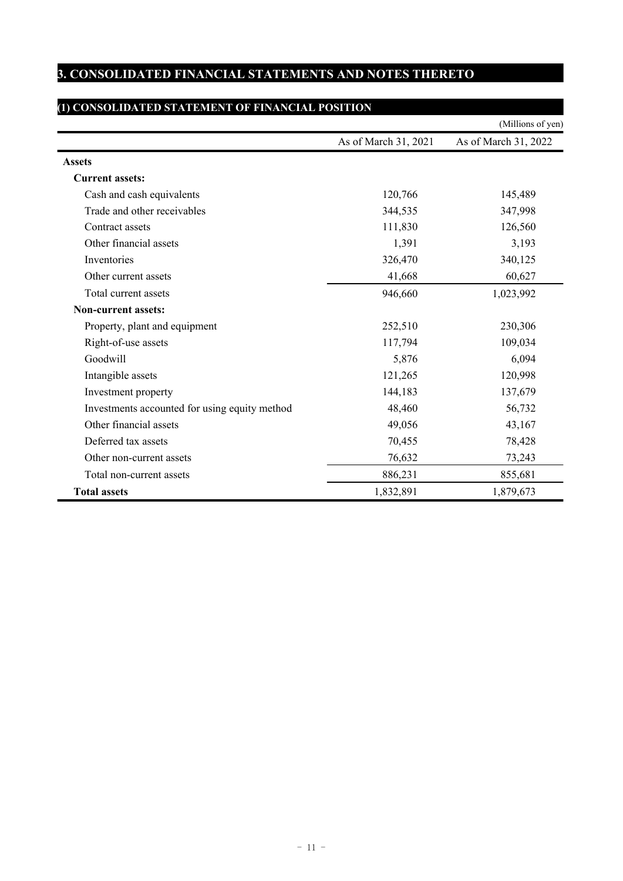# 3. CONSOLIDATED FINANCIAL STATEMENTS AND NOTES THERETO

## (1) CONSOLIDATED STATEMENT OF FINANCIAL POSITION

(Millions of yen)

| | As of March 31, 2021 | As of March 31, 2022 |
|---|---|---|
| **Assets** | | |
| **Current assets:** | | |
| Cash and cash equivalents | 120,766 | 145,489 |
| Trade and other receivables | 344,535 | 347,998 |
| Contract assets | 111,830 | 126,560 |
| Other financial assets | 1,391 | 3,193 |
| Inventories | 326,470 | 340,125 |
| Other current assets | 41,668 | 60,627 |
| Total current assets | 946,660 | 1,023,992 |
| **Non-current assets:** | | |
| Property, plant and equipment | 252,510 | 230,306 |
| Right-of-use assets | 117,794 | 109,034 |
| Goodwill | 5,876 | 6,094 |
| Intangible assets | 121,265 | 120,998 |
| Investment property | 144,183 | 137,679 |
| Investments accounted for using equity method | 48,460 | 56,732 |
| Other financial assets | 49,056 | 43,167 |
| Deferred tax assets | 70,455 | 78,428 |
| Other non-current assets | 76,632 | 73,243 |
| Total non-current assets | 886,231 | 855,681 |
| **Total assets** | 1,832,891 | 1,879,673 |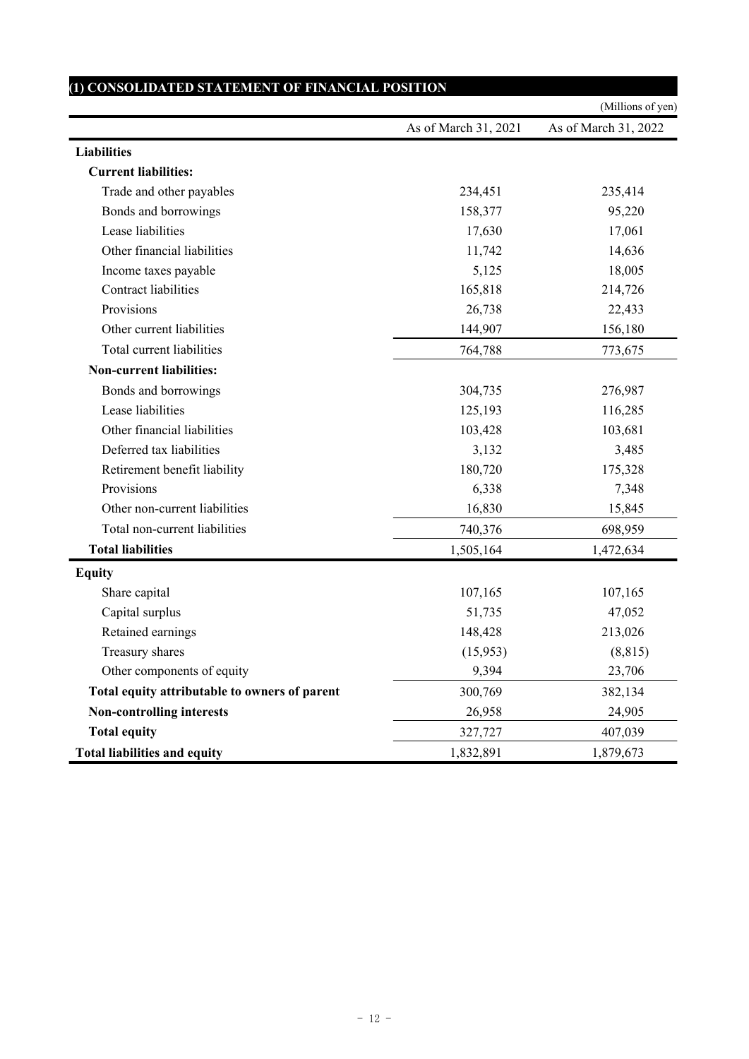## (1) CONSOLIDATED STATEMENT OF FINANCIAL POSITION

(Millions of yen)

| | As of March 31, 2021 | As of March 31, 2022 |
|---|---|---|
| **Liabilities** | | |
| **Current liabilities:** | | |
| Trade and other payables | 234,451 | 235,414 |
| Bonds and borrowings | 158,377 | 95,220 |
| Lease liabilities | 17,630 | 17,061 |
| Other financial liabilities | 11,742 | 14,636 |
| Income taxes payable | 5,125 | 18,005 |
| Contract liabilities | 165,818 | 214,726 |
| Provisions | 26,738 | 22,433 |
| Other current liabilities | 144,907 | 156,180 |
| Total current liabilities | 764,788 | 773,675 |
| **Non-current liabilities:** | | |
| Bonds and borrowings | 304,735 | 276,987 |
| Lease liabilities | 125,193 | 116,285 |
| Other financial liabilities | 103,428 | 103,681 |
| Deferred tax liabilities | 3,132 | 3,485 |
| Retirement benefit liability | 180,720 | 175,328 |
| Provisions | 6,338 | 7,348 |
| Other non-current liabilities | 16,830 | 15,845 |
| Total non-current liabilities | 740,376 | 698,959 |
| **Total liabilities** | 1,505,164 | 1,472,634 |
| **Equity** | | |
| Share capital | 107,165 | 107,165 |
| Capital surplus | 51,735 | 47,052 |
| Retained earnings | 148,428 | 213,026 |
| Treasury shares | (15,953) | (8,815) |
| Other components of equity | 9,394 | 23,706 |
| **Total equity attributable to owners of parent** | 300,769 | 382,134 |
| **Non-controlling interests** | 26,958 | 24,905 |
| **Total equity** | 327,727 | 407,039 |
| **Total liabilities and equity** | 1,832,891 | 1,879,673 |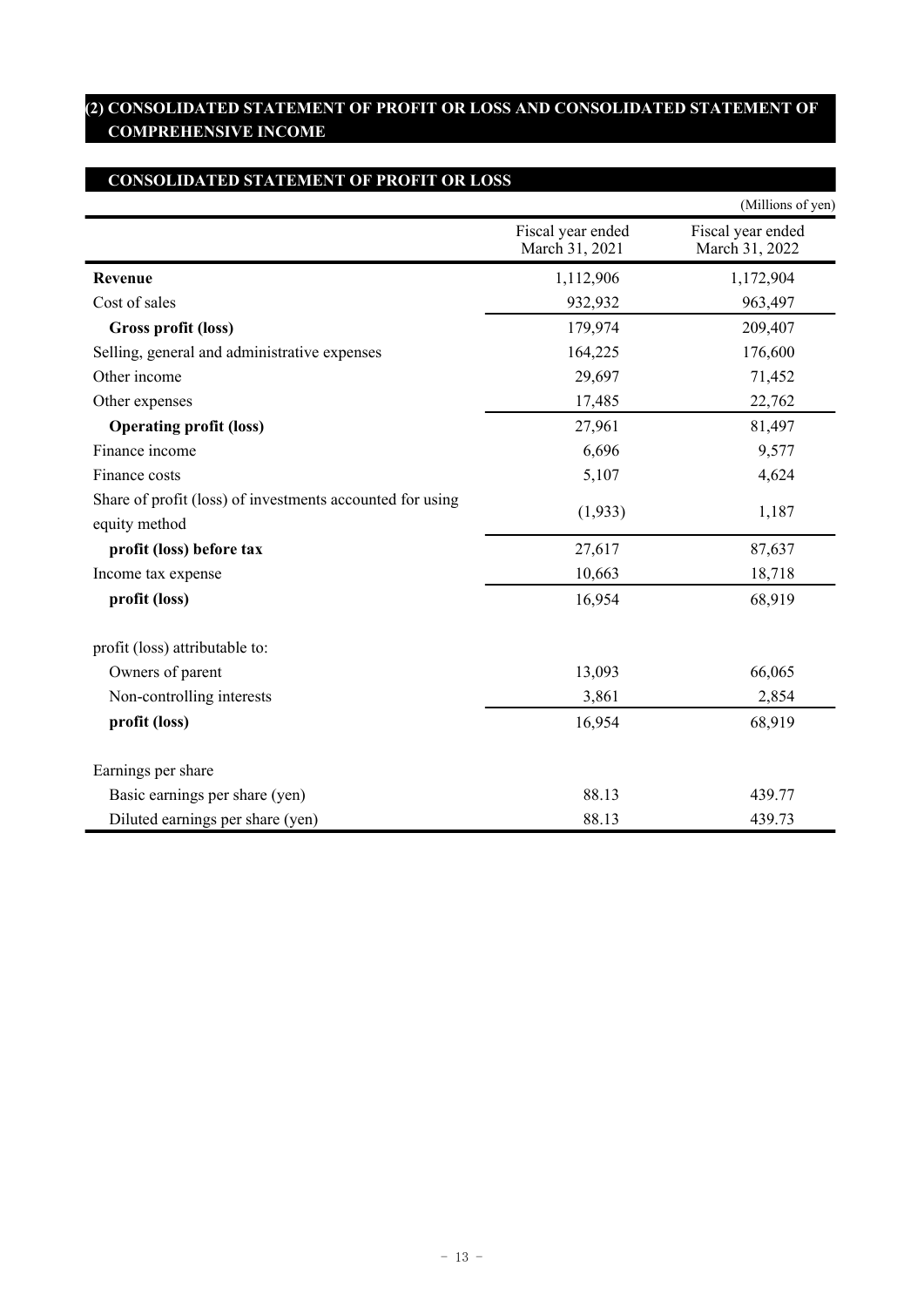## (2) CONSOLIDATED STATEMENT OF PROFIT OR LOSS AND CONSOLIDATED STATEMENT OF COMPREHENSIVE INCOME

### CONSOLIDATED STATEMENT OF PROFIT OR LOSS

(Millions of yen)

| | Fiscal year ended March 31, 2021 | Fiscal year ended March 31, 2022 |
|---|---|---|
| **Revenue** | 1,112,906 | 1,172,904 |
| Cost of sales | 932,932 | 963,497 |
| **Gross profit (loss)** | 179,974 | 209,407 |
| Selling, general and administrative expenses | 164,225 | 176,600 |
| Other income | 29,697 | 71,452 |
| Other expenses | 17,485 | 22,762 |
| **Operating profit (loss)** | 27,961 | 81,497 |
| Finance income | 6,696 | 9,577 |
| Finance costs | 5,107 | 4,624 |
| Share of profit (loss) of investments accounted for using equity method | (1,933) | 1,187 |
| **profit (loss) before tax** | 27,617 | 87,637 |
| Income tax expense | 10,663 | 18,718 |
| **profit (loss)** | 16,954 | 68,919 |
| | | |
| profit (loss) attributable to: | | |
| Owners of parent | 13,093 | 66,065 |
| Non-controlling interests | 3,861 | 2,854 |
| **profit (loss)** | 16,954 | 68,919 |
| | | |
| Earnings per share | | |
| Basic earnings per share (yen) | 88.13 | 439.77 |
| Diluted earnings per share (yen) | 88.13 | 439.73 |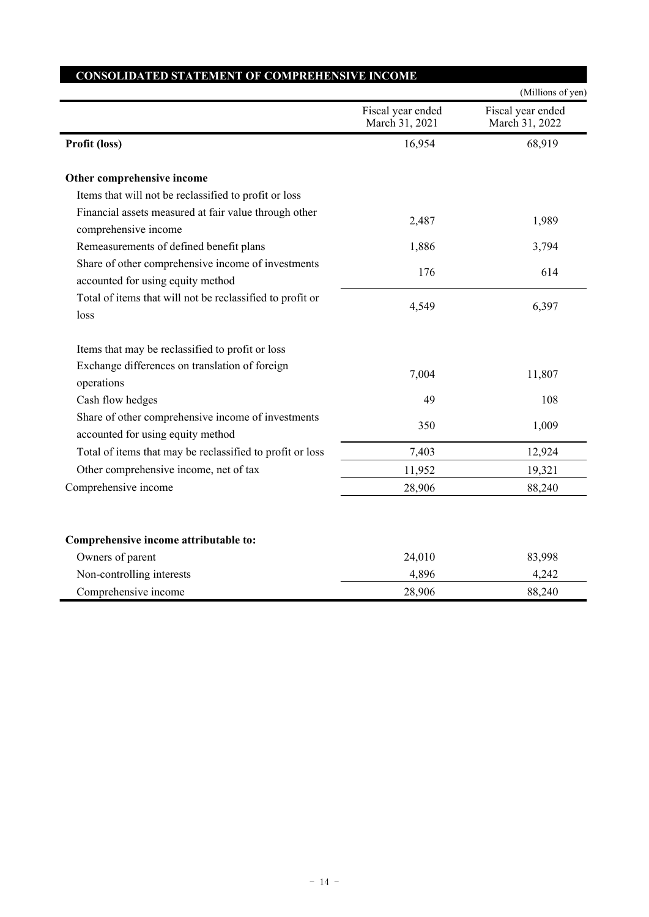## CONSOLIDATED STATEMENT OF COMPREHENSIVE INCOME

(Millions of yen)

| | Fiscal year ended March 31, 2021 | Fiscal year ended March 31, 2022 |
|---|---|---|
| **Profit (loss)** | 16,954 | 68,919 |
| | | |
| **Other comprehensive income** | | |
| Items that will not be reclassified to profit or loss | | |
| Financial assets measured at fair value through other comprehensive income | 2,487 | 1,989 |
| Remeasurements of defined benefit plans | 1,886 | 3,794 |
| Share of other comprehensive income of investments accounted for using equity method | 176 | 614 |
| Total of items that will not be reclassified to profit or loss | 4,549 | 6,397 |
| | | |
| Items that may be reclassified to profit or loss | | |
| Exchange differences on translation of foreign operations | 7,004 | 11,807 |
| Cash flow hedges | 49 | 108 |
| Share of other comprehensive income of investments accounted for using equity method | 350 | 1,009 |
| Total of items that may be reclassified to profit or loss | 7,403 | 12,924 |
| Other comprehensive income, net of tax | 11,952 | 19,321 |
| Comprehensive income | 28,906 | 88,240 |
| | | |
| **Comprehensive income attributable to:** | | |
| Owners of parent | 24,010 | 83,998 |
| Non-controlling interests | 4,896 | 4,242 |
| Comprehensive income | 28,906 | 88,240 |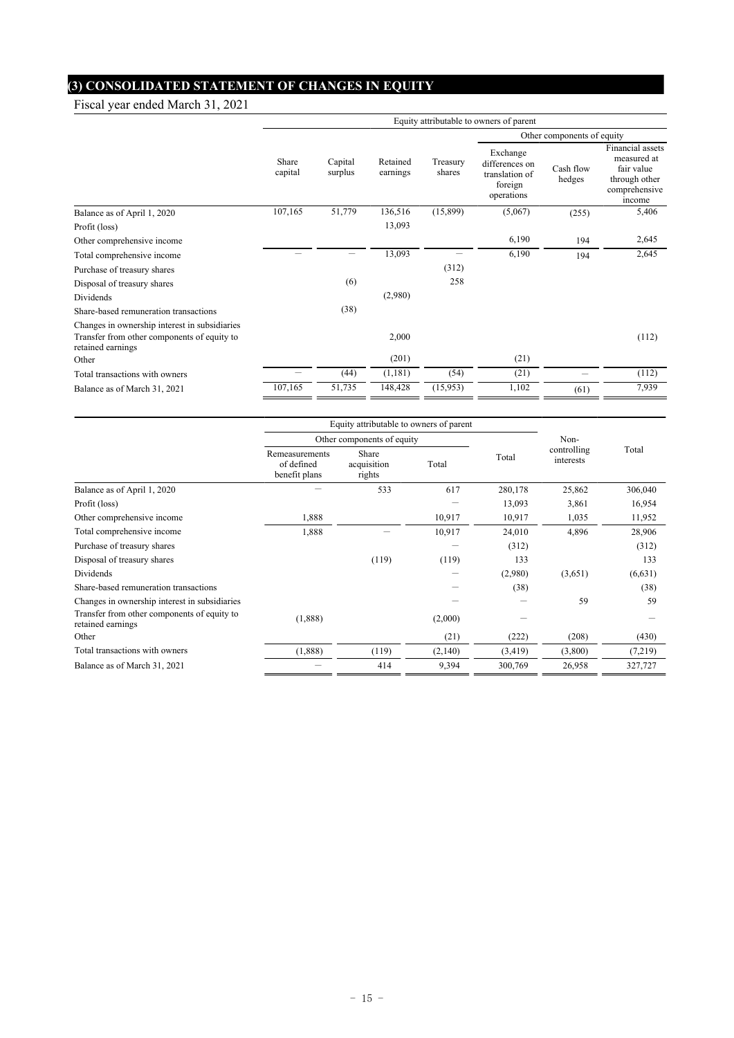## (3) CONSOLIDATED STATEMENT OF CHANGES IN EQUITY

Fiscal year ended March 31, 2021

| | Equity attributable to owners of parent | | | | | | |
|---|---|---|---|---|---|---|---|
| | | | | | Other components of equity | | |
| | Share capital | Capital surplus | Retained earnings | Treasury shares | Exchange differences on translation of foreign operations | Cash flow hedges | Financial assets measured at fair value through other comprehensive income |
| Balance as of April 1, 2020 | 107,165 | 51,779 | 136,516 | (15,899) | (5,067) | (255) | 5,406 |
| Profit (loss) | | | 13,093 | | | | |
| Other comprehensive income | | | | | 6,190 | 194 | 2,645 |
| Total comprehensive income | ― | ― | 13,093 | ― | 6,190 | 194 | 2,645 |
| Purchase of treasury shares | | | | (312) | | | |
| Disposal of treasury shares | | (6) | | 258 | | | |
| Dividends | | | (2,980) | | | | |
| Share-based remuneration transactions | | (38) | | | | | |
| Changes in ownership interest in subsidiaries | | | | | | | |
| Transfer from other components of equity to retained earnings | | | 2,000 | | | | (112) |
| Other | | | (201) | | (21) | | |
| Total transactions with owners | ― | (44) | (1,181) | (54) | (21) | ― | (112) |
| Balance as of March 31, 2021 | 107,165 | 51,735 | 148,428 | (15,953) | 1,102 | (61) | 7,939 |

| | Equity attributable to owners of parent | | | | Non-controlling interests | Total |
|---|---|---|---|---|---|---|
| | Other components of equity | | | Total | | |
| | Remeasurements of defined benefit plans | Share acquisition rights | Total | | | |
| Balance as of April 1, 2020 | ― | 533 | 617 | 280,178 | 25,862 | 306,040 |
| Profit (loss) | | | ― | 13,093 | 3,861 | 16,954 |
| Other comprehensive income | 1,888 | | 10,917 | 10,917 | 1,035 | 11,952 |
| Total comprehensive income | 1,888 | ― | 10,917 | 24,010 | 4,896 | 28,906 |
| Purchase of treasury shares | | | ― | (312) | | (312) |
| Disposal of treasury shares | | (119) | (119) | 133 | | 133 |
| Dividends | | | ― | (2,980) | (3,651) | (6,631) |
| Share-based remuneration transactions | | | ― | (38) | | (38) |
| Changes in ownership interest in subsidiaries | | | ― | ― | 59 | 59 |
| Transfer from other components of equity to retained earnings | (1,888) | | (2,000) | ― | | ― |
| Other | | | (21) | (222) | (208) | (430) |
| Total transactions with owners | (1,888) | (119) | (2,140) | (3,419) | (3,800) | (7,219) |
| Balance as of March 31, 2021 | ― | 414 | 9,394 | 300,769 | 26,958 | 327,727 |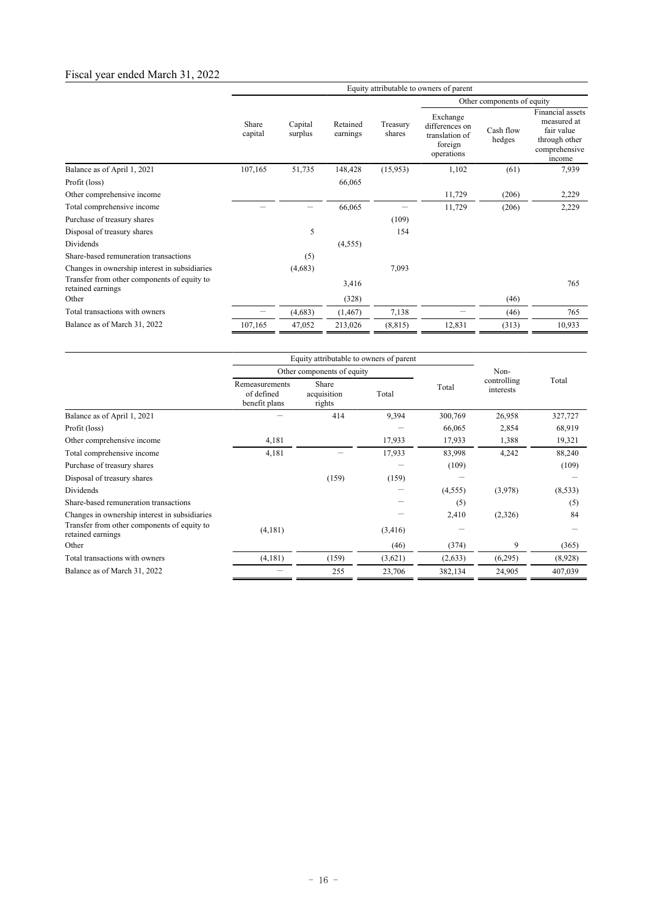## Fiscal year ended March 31, 2022

| | Equity attributable to owners of parent | | | | | | |
|---|---|---|---|---|---|---|---|
| | | | | | Other components of equity | | |
| | Share capital | Capital surplus | Retained earnings | Treasury shares | Exchange differences on translation of foreign operations | Cash flow hedges | Financial assets measured at fair value through other comprehensive income |
| Balance as of April 1, 2021 | 107,165 | 51,735 | 148,428 | (15,953) | 1,102 | (61) | 7,939 |
| Profit (loss) | | | 66,065 | | | | |
| Other comprehensive income | | | | | 11,729 | (206) | 2,229 |
| Total comprehensive income | － | － | 66,065 | － | 11,729 | (206) | 2,229 |
| Purchase of treasury shares | | | | (109) | | | |
| Disposal of treasury shares | | 5 | | 154 | | | |
| Dividends | | | (4,555) | | | | |
| Share-based remuneration transactions | | (5) | | | | | |
| Changes in ownership interest in subsidiaries | | (4,683) | | 7,093 | | | |
| Transfer from other components of equity to retained earnings | | | 3,416 | | | | 765 |
| Other | | | (328) | | | (46) | |
| Total transactions with owners | － | (4,683) | (1,467) | 7,138 | － | (46) | 765 |
| Balance as of March 31, 2022 | 107,165 | 47,052 | 213,026 | (8,815) | 12,831 | (313) | 10,933 |

| | Equity attributable to owners of parent | | | | Non-controlling interests | Total |
|---|---|---|---|---|---|---|
| | Other components of equity | | | | | |
| | Remeasurements of defined benefit plans | Share acquisition rights | Total | Total | | |
| Balance as of April 1, 2021 | － | 414 | 9,394 | 300,769 | 26,958 | 327,727 |
| Profit (loss) | | | － | 66,065 | 2,854 | 68,919 |
| Other comprehensive income | 4,181 | | 17,933 | 17,933 | 1,388 | 19,321 |
| Total comprehensive income | 4,181 | － | 17,933 | 83,998 | 4,242 | 88,240 |
| Purchase of treasury shares | | | － | (109) | | (109) |
| Disposal of treasury shares | | (159) | (159) | － | | － |
| Dividends | | | － | (4,555) | (3,978) | (8,533) |
| Share-based remuneration transactions | | | － | (5) | | (5) |
| Changes in ownership interest in subsidiaries | | | － | 2,410 | (2,326) | 84 |
| Transfer from other components of equity to retained earnings | (4,181) | | (3,416) | － | | － |
| Other | | | (46) | (374) | 9 | (365) |
| Total transactions with owners | (4,181) | (159) | (3,621) | (2,633) | (6,295) | (8,928) |
| Balance as of March 31, 2022 | － | 255 | 23,706 | 382,134 | 24,905 | 407,039 |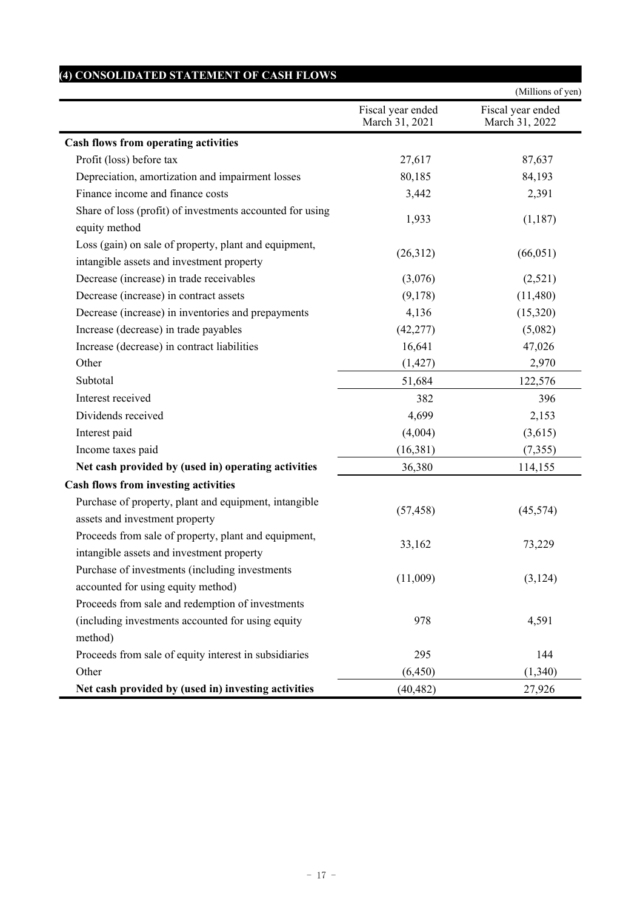## (4) CONSOLIDATED STATEMENT OF CASH FLOWS

(Millions of yen)

| | Fiscal year ended March 31, 2021 | Fiscal year ended March 31, 2022 |
|---|---|---|
| **Cash flows from operating activities** | | |
| Profit (loss) before tax | 27,617 | 87,637 |
| Depreciation, amortization and impairment losses | 80,185 | 84,193 |
| Finance income and finance costs | 3,442 | 2,391 |
| Share of loss (profit) of investments accounted for using equity method | 1,933 | (1,187) |
| Loss (gain) on sale of property, plant and equipment, intangible assets and investment property | (26,312) | (66,051) |
| Decrease (increase) in trade receivables | (3,076) | (2,521) |
| Decrease (increase) in contract assets | (9,178) | (11,480) |
| Decrease (increase) in inventories and prepayments | 4,136 | (15,320) |
| Increase (decrease) in trade payables | (42,277) | (5,082) |
| Increase (decrease) in contract liabilities | 16,641 | 47,026 |
| Other | (1,427) | 2,970 |
| Subtotal | 51,684 | 122,576 |
| Interest received | 382 | 396 |
| Dividends received | 4,699 | 2,153 |
| Interest paid | (4,004) | (3,615) |
| Income taxes paid | (16,381) | (7,355) |
| **Net cash provided by (used in) operating activities** | 36,380 | 114,155 |
| **Cash flows from investing activities** | | |
| Purchase of property, plant and equipment, intangible assets and investment property | (57,458) | (45,574) |
| Proceeds from sale of property, plant and equipment, intangible assets and investment property | 33,162 | 73,229 |
| Purchase of investments (including investments accounted for using equity method) | (11,009) | (3,124) |
| Proceeds from sale and redemption of investments (including investments accounted for using equity method) | 978 | 4,591 |
| Proceeds from sale of equity interest in subsidiaries | 295 | 144 |
| Other | (6,450) | (1,340) |
| **Net cash provided by (used in) investing activities** | (40,482) | 27,926 |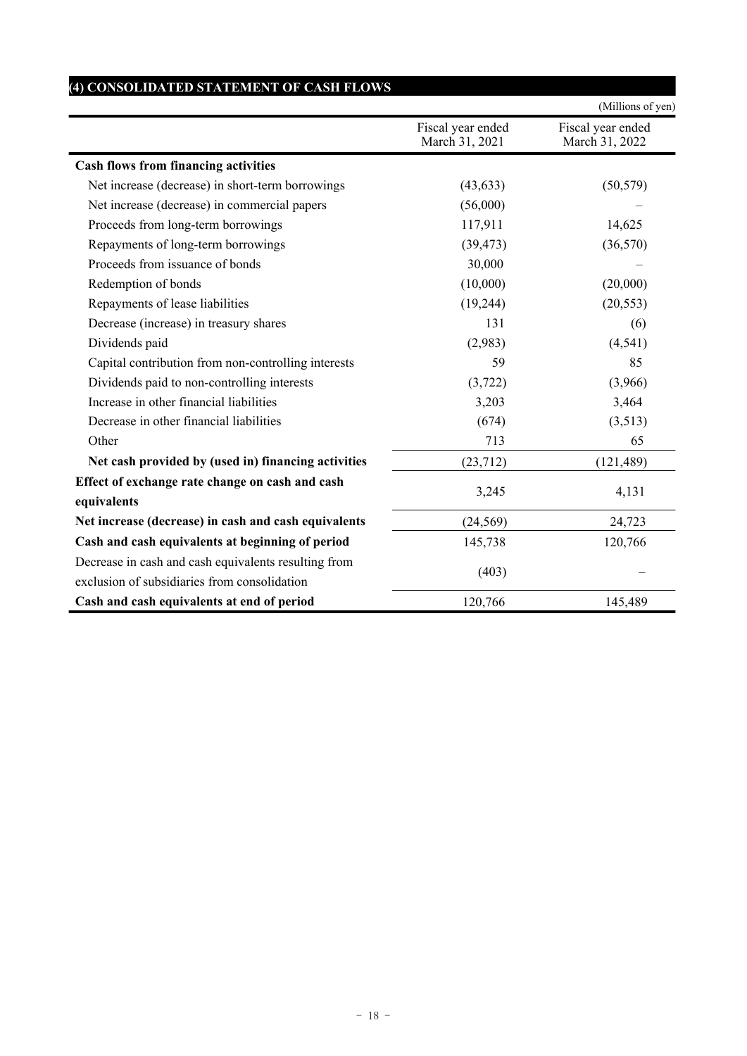## (4) CONSOLIDATED STATEMENT OF CASH FLOWS

(Millions of yen)

| | Fiscal year ended March 31, 2021 | Fiscal year ended March 31, 2022 |
|---|---|---|
| **Cash flows from financing activities** | | |
| Net increase (decrease) in short-term borrowings | (43,633) | (50,579) |
| Net increase (decrease) in commercial papers | (56,000) | – |
| Proceeds from long-term borrowings | 117,911 | 14,625 |
| Repayments of long-term borrowings | (39,473) | (36,570) |
| Proceeds from issuance of bonds | 30,000 | – |
| Redemption of bonds | (10,000) | (20,000) |
| Repayments of lease liabilities | (19,244) | (20,553) |
| Decrease (increase) in treasury shares | 131 | (6) |
| Dividends paid | (2,983) | (4,541) |
| Capital contribution from non-controlling interests | 59 | 85 |
| Dividends paid to non-controlling interests | (3,722) | (3,966) |
| Increase in other financial liabilities | 3,203 | 3,464 |
| Decrease in other financial liabilities | (674) | (3,513) |
| Other | 713 | 65 |
| **Net cash provided by (used in) financing activities** | (23,712) | (121,489) |
| **Effect of exchange rate change on cash and cash equivalents** | 3,245 | 4,131 |
| **Net increase (decrease) in cash and cash equivalents** | (24,569) | 24,723 |
| **Cash and cash equivalents at beginning of period** | 145,738 | 120,766 |
| Decrease in cash and cash equivalents resulting from exclusion of subsidiaries from consolidation | (403) | – |
| **Cash and cash equivalents at end of period** | 120,766 | 145,489 |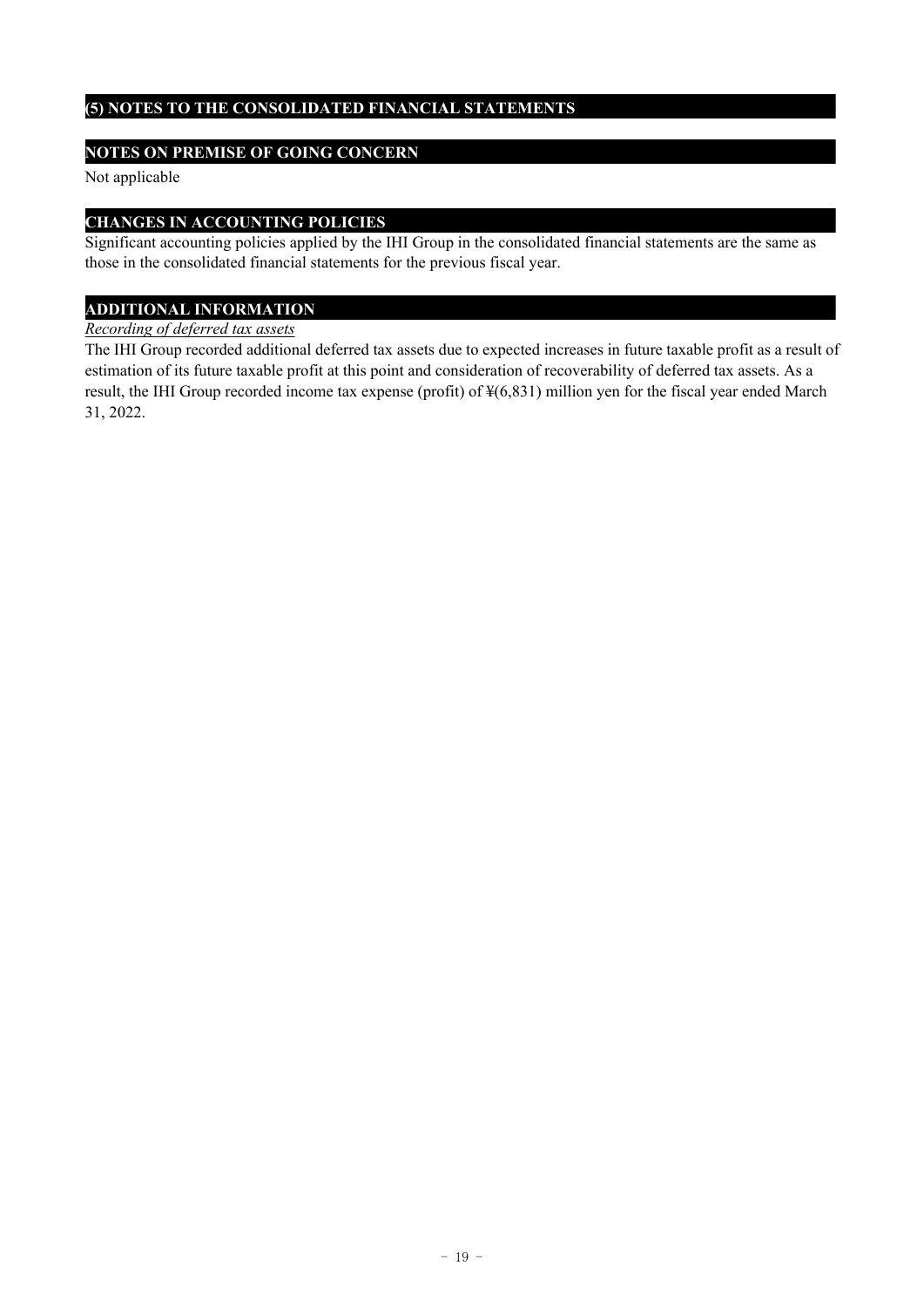## (5) NOTES TO THE CONSOLIDATED FINANCIAL STATEMENTS

### NOTES ON PREMISE OF GOING CONCERN

Not applicable

### CHANGES IN ACCOUNTING POLICIES

Significant accounting policies applied by the IHI Group in the consolidated financial statements are the same as those in the consolidated financial statements for the previous fiscal year.

### ADDITIONAL INFORMATION

*Recording of deferred tax assets*

The IHI Group recorded additional deferred tax assets due to expected increases in future taxable profit as a result of estimation of its future taxable profit at this point and consideration of recoverability of deferred tax assets. As a result, the IHI Group recorded income tax expense (profit) of ¥(6,831) million yen for the fiscal year ended March 31, 2022.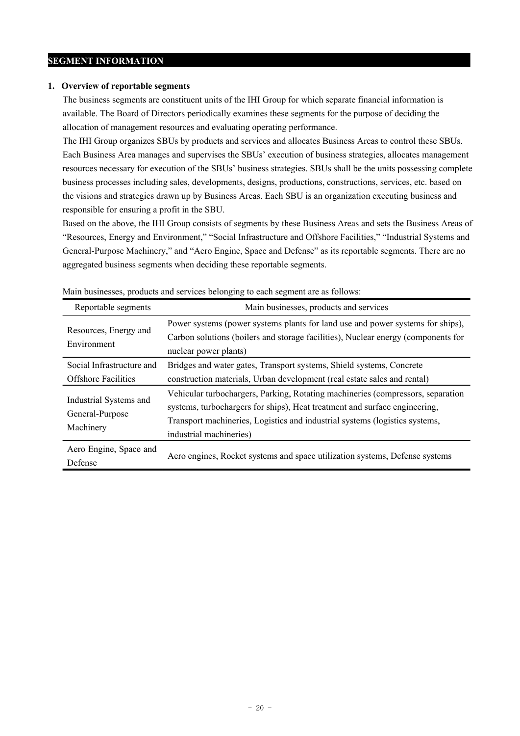## SEGMENT INFORMATION

### 1. Overview of reportable segments

The business segments are constituent units of the IHI Group for which separate financial information is available. The Board of Directors periodically examines these segments for the purpose of deciding the allocation of management resources and evaluating operating performance.

The IHI Group organizes SBUs by products and services and allocates Business Areas to control these SBUs. Each Business Area manages and supervises the SBUs' execution of business strategies, allocates management resources necessary for execution of the SBUs' business strategies. SBUs shall be the units possessing complete business processes including sales, developments, designs, productions, constructions, services, etc. based on the visions and strategies drawn up by Business Areas. Each SBU is an organization executing business and responsible for ensuring a profit in the SBU.

Based on the above, the IHI Group consists of segments by these Business Areas and sets the Business Areas of "Resources, Energy and Environment," "Social Infrastructure and Offshore Facilities," "Industrial Systems and General-Purpose Machinery," and "Aero Engine, Space and Defense" as its reportable segments. There are no aggregated business segments when deciding these reportable segments.

Main businesses, products and services belonging to each segment are as follows:

| Reportable segments | Main businesses, products and services |
|---|---|
| Resources, Energy and Environment | Power systems (power systems plants for land use and power systems for ships), Carbon solutions (boilers and storage facilities), Nuclear energy (components for nuclear power plants) |
| Social Infrastructure and Offshore Facilities | Bridges and water gates, Transport systems, Shield systems, Concrete construction materials, Urban development (real estate sales and rental) |
| Industrial Systems and General-Purpose Machinery | Vehicular turbochargers, Parking, Rotating machineries (compressors, separation systems, turbochargers for ships), Heat treatment and surface engineering, Transport machineries, Logistics and industrial systems (logistics systems, industrial machineries) |
| Aero Engine, Space and Defense | Aero engines, Rocket systems and space utilization systems, Defense systems |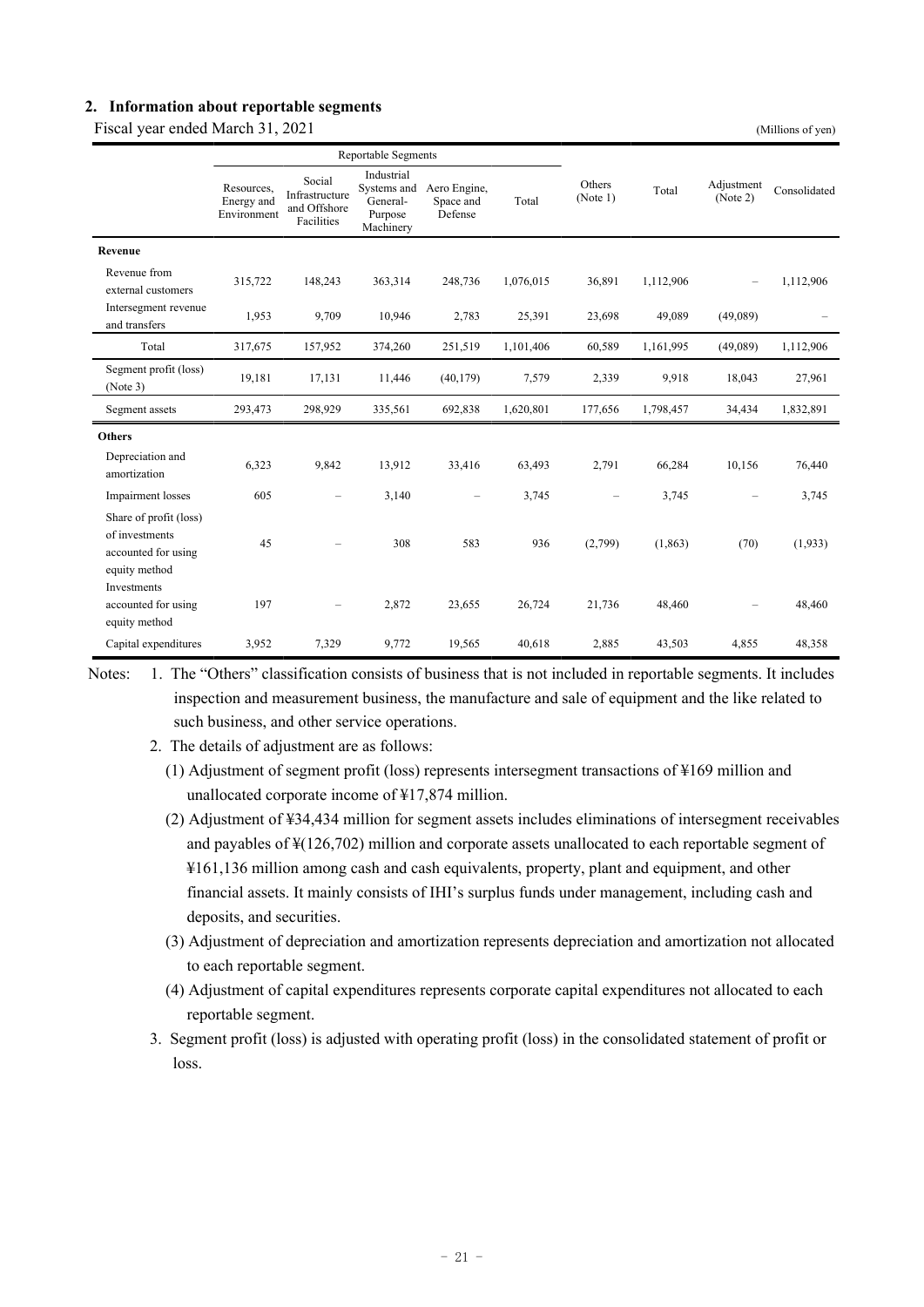## 2. Information about reportable segments

Fiscal year ended March 31, 2021 (Millions of yen)

| | Reportable Segments | | | | | | | | |
|---|---|---|---|---|---|---|---|---|---|
| | Resources, Energy and Environment | Social Infrastructure and Offshore Facilities | Industrial Systems and General-Purpose Machinery | Aero Engine, Space and Defense | Total | Others (Note 1) | Total | Adjustment (Note 2) | Consolidated |
| **Revenue** | | | | | | | | | |
| Revenue from external customers | 315,722 | 148,243 | 363,314 | 248,736 | 1,076,015 | 36,891 | 1,112,906 | – | 1,112,906 |
| Intersegment revenue and transfers | 1,953 | 9,709 | 10,946 | 2,783 | 25,391 | 23,698 | 49,089 | (49,089) | – |
| Total | 317,675 | 157,952 | 374,260 | 251,519 | 1,101,406 | 60,589 | 1,161,995 | (49,089) | 1,112,906 |
| Segment profit (loss) (Note 3) | 19,181 | 17,131 | 11,446 | (40,179) | 7,579 | 2,339 | 9,918 | 18,043 | 27,961 |
| Segment assets | 293,473 | 298,929 | 335,561 | 692,838 | 1,620,801 | 177,656 | 1,798,457 | 34,434 | 1,832,891 |
| **Others** | | | | | | | | | |
| Depreciation and amortization | 6,323 | 9,842 | 13,912 | 33,416 | 63,493 | 2,791 | 66,284 | 10,156 | 76,440 |
| Impairment losses | 605 | – | 3,140 | – | 3,745 | – | 3,745 | – | 3,745 |
| Share of profit (loss) of investments accounted for using equity method | 45 | – | 308 | 583 | 936 | (2,799) | (1,863) | (70) | (1,933) |
| Investments accounted for using equity method | 197 | – | 2,872 | 23,655 | 26,724 | 21,736 | 48,460 | – | 48,460 |
| Capital expenditures | 3,952 | 7,329 | 9,772 | 19,565 | 40,618 | 2,885 | 43,503 | 4,855 | 48,358 |

Notes:

1. The “Others” classification consists of business that is not included in reportable segments. It includes inspection and measurement business, the manufacture and sale of equipment and the like related to such business, and other service operations.
2. The details of adjustment are as follows:
   (1) Adjustment of segment profit (loss) represents intersegment transactions of ¥169 million and unallocated corporate income of ¥17,874 million.
   (2) Adjustment of ¥34,434 million for segment assets includes eliminations of intersegment receivables and payables of ¥(126,702) million and corporate assets unallocated to each reportable segment of ¥161,136 million among cash and cash equivalents, property, plant and equipment, and other financial assets. It mainly consists of IHI’s surplus funds under management, including cash and deposits, and securities.
   (3) Adjustment of depreciation and amortization represents depreciation and amortization not allocated to each reportable segment.
   (4) Adjustment of capital expenditures represents corporate capital expenditures not allocated to each reportable segment.
3. Segment profit (loss) is adjusted with operating profit (loss) in the consolidated statement of profit or loss.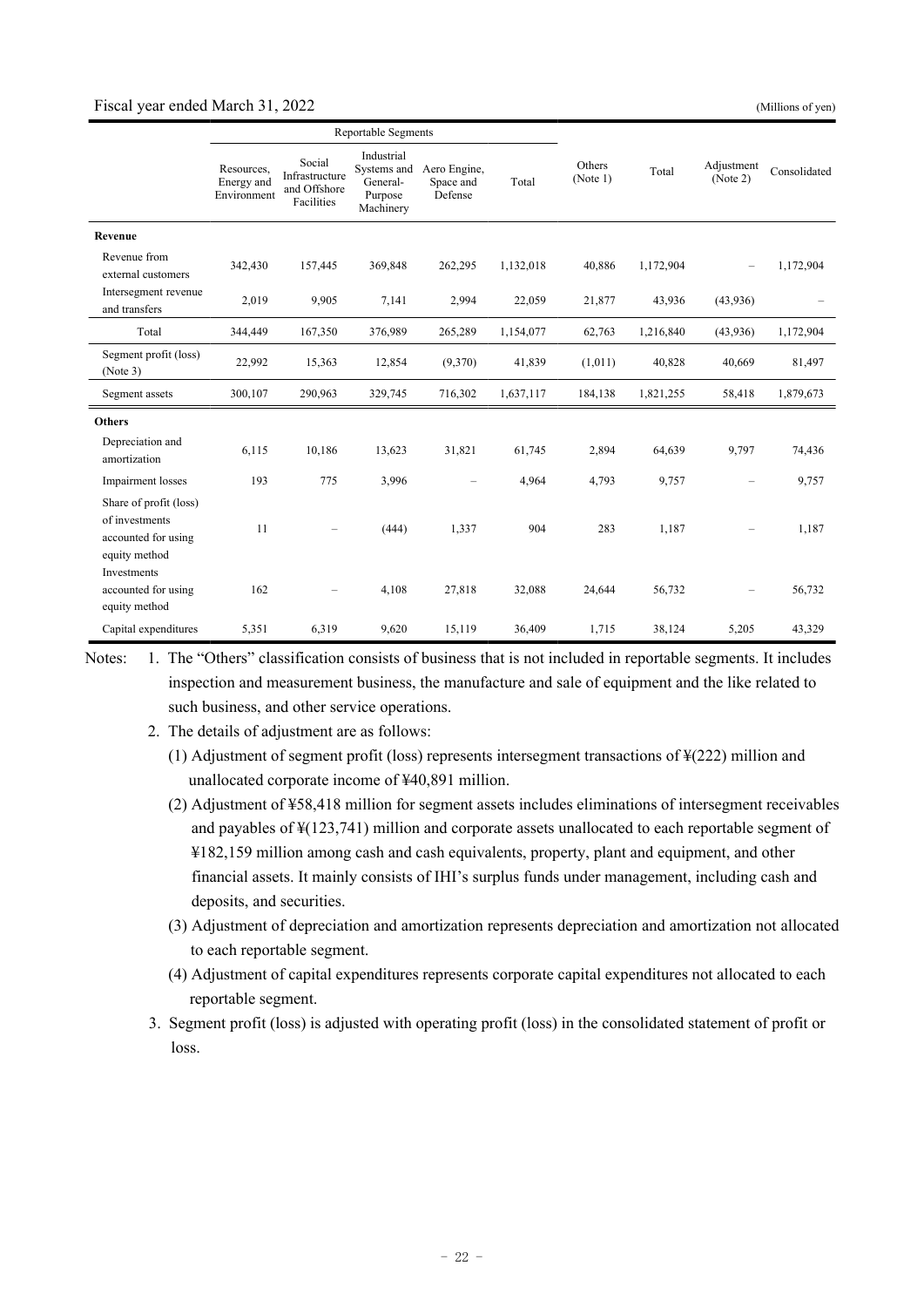Fiscal year ended March 31, 2022 (Millions of yen)

| | Reportable Segments | | | | | Others (Note 1) | Total | Adjustment (Note 2) | Consolidated |
|---|---|---|---|---|---|---|---|---|---|
| | Resources, Energy and Environment | Social Infrastructure and Offshore Facilities | Industrial Systems and General-Purpose Machinery | Aero Engine, Space and Defense | Total | | | | |
| **Revenue** | | | | | | | | | |
| Revenue from external customers | 342,430 | 157,445 | 369,848 | 262,295 | 1,132,018 | 40,886 | 1,172,904 | – | 1,172,904 |
| Intersegment revenue and transfers | 2,019 | 9,905 | 7,141 | 2,994 | 22,059 | 21,877 | 43,936 | (43,936) | – |
| Total | 344,449 | 167,350 | 376,989 | 265,289 | 1,154,077 | 62,763 | 1,216,840 | (43,936) | 1,172,904 |
| Segment profit (loss) (Note 3) | 22,992 | 15,363 | 12,854 | (9,370) | 41,839 | (1,011) | 40,828 | 40,669 | 81,497 |
| Segment assets | 300,107 | 290,963 | 329,745 | 716,302 | 1,637,117 | 184,138 | 1,821,255 | 58,418 | 1,879,673 |
| **Others** | | | | | | | | | |
| Depreciation and amortization | 6,115 | 10,186 | 13,623 | 31,821 | 61,745 | 2,894 | 64,639 | 9,797 | 74,436 |
| Impairment losses | 193 | 775 | 3,996 | – | 4,964 | 4,793 | 9,757 | – | 9,757 |
| Share of profit (loss) of investments accounted for using equity method | 11 | – | (444) | 1,337 | 904 | 283 | 1,187 | – | 1,187 |
| Investments accounted for using equity method | 162 | – | 4,108 | 27,818 | 32,088 | 24,644 | 56,732 | – | 56,732 |
| Capital expenditures | 5,351 | 6,319 | 9,620 | 15,119 | 36,409 | 1,715 | 38,124 | 5,205 | 43,329 |

Notes:
1. The "Others" classification consists of business that is not included in reportable segments. It includes inspection and measurement business, the manufacture and sale of equipment and the like related to such business, and other service operations.
2. The details of adjustment are as follows:
   (1) Adjustment of segment profit (loss) represents intersegment transactions of ¥(222) million and unallocated corporate income of ¥40,891 million.
   (2) Adjustment of ¥58,418 million for segment assets includes eliminations of intersegment receivables and payables of ¥(123,741) million and corporate assets unallocated to each reportable segment of ¥182,159 million among cash and cash equivalents, property, plant and equipment, and other financial assets. It mainly consists of IHI's surplus funds under management, including cash and deposits, and securities.
   (3) Adjustment of depreciation and amortization represents depreciation and amortization not allocated to each reportable segment.
   (4) Adjustment of capital expenditures represents corporate capital expenditures not allocated to each reportable segment.
3. Segment profit (loss) is adjusted with operating profit (loss) in the consolidated statement of profit or loss.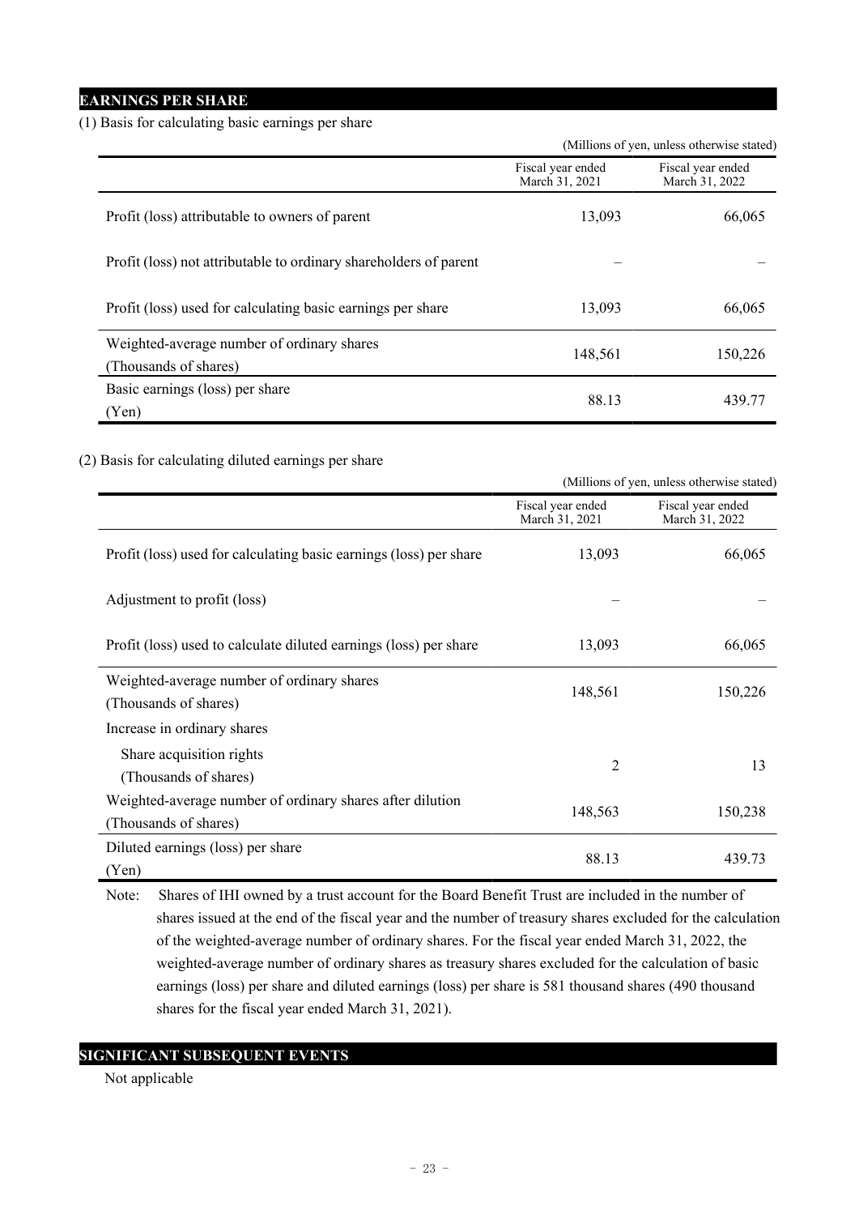## EARNINGS PER SHARE

(1) Basis for calculating basic earnings per share

(Millions of yen, unless otherwise stated)

| | Fiscal year ended March 31, 2021 | Fiscal year ended March 31, 2022 |
|---|---|---|
| Profit (loss) attributable to owners of parent | 13,093 | 66,065 |
| Profit (loss) not attributable to ordinary shareholders of parent | – | – |
| Profit (loss) used for calculating basic earnings per share | 13,093 | 66,065 |
| Weighted-average number of ordinary shares (Thousands of shares) | 148,561 | 150,226 |
| Basic earnings (loss) per share (Yen) | 88.13 | 439.77 |

(2) Basis for calculating diluted earnings per share

(Millions of yen, unless otherwise stated)

| | Fiscal year ended March 31, 2021 | Fiscal year ended March 31, 2022 |
|---|---|---|
| Profit (loss) used for calculating basic earnings (loss) per share | 13,093 | 66,065 |
| Adjustment to profit (loss) | – | – |
| Profit (loss) used to calculate diluted earnings (loss) per share | 13,093 | 66,065 |
| Weighted-average number of ordinary shares (Thousands of shares) | 148,561 | 150,226 |
| Increase in ordinary shares | | |
| Share acquisition rights (Thousands of shares) | 2 | 13 |
| Weighted-average number of ordinary shares after dilution (Thousands of shares) | 148,563 | 150,238 |
| Diluted earnings (loss) per share (Yen) | 88.13 | 439.73 |

Note: Shares of IHI owned by a trust account for the Board Benefit Trust are included in the number of shares issued at the end of the fiscal year and the number of treasury shares excluded for the calculation of the weighted-average number of ordinary shares. For the fiscal year ended March 31, 2022, the weighted-average number of ordinary shares as treasury shares excluded for the calculation of basic earnings (loss) per share and diluted earnings (loss) per share is 581 thousand shares (490 thousand shares for the fiscal year ended March 31, 2021).

## SIGNIFICANT SUBSEQUENT EVENTS

Not applicable